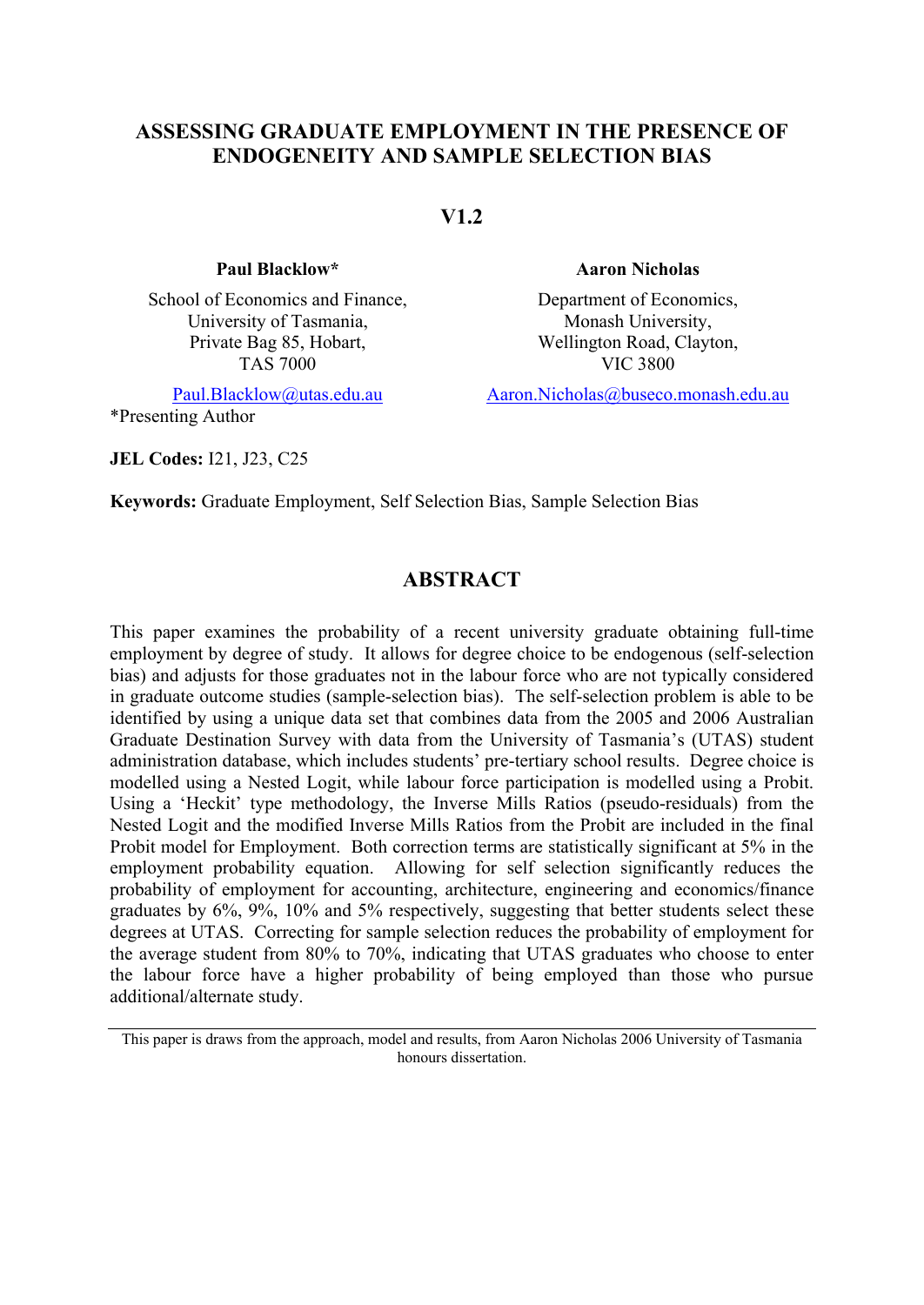# ASSESSING GRADUATE EMPLOYMENT IN THE PRESENCE OF ENDOGENEITY AND SAMPLE SELECTION BIAS

## V1.2

**Paul Blacklow***

School of Economics and Finance,
University of Tasmania,
Private Bag 85, Hobart,
TAS 7000

Paul.Blacklow@utas.edu.au

*Presenting Author

**Aaron Nicholas**

Department of Economics,
Monash University,
Wellington Road, Clayton,
VIC 3800

Aaron.Nicholas@buseco.monash.edu.au

**JEL Codes:** I21, J23, C25

**Keywords:** Graduate Employment, Self Selection Bias, Sample Selection Bias

## ABSTRACT

This paper examines the probability of a recent university graduate obtaining full-time employment by degree of study. It allows for degree choice to be endogenous (self-selection bias) and adjusts for those graduates not in the labour force who are not typically considered in graduate outcome studies (sample-selection bias). The self-selection problem is able to be identified by using a unique data set that combines data from the 2005 and 2006 Australian Graduate Destination Survey with data from the University of Tasmania's (UTAS) student administration database, which includes students' pre-tertiary school results. Degree choice is modelled using a Nested Logit, while labour force participation is modelled using a Probit. Using a 'Heckit' type methodology, the Inverse Mills Ratios (pseudo-residuals) from the Nested Logit and the modified Inverse Mills Ratios from the Probit are included in the final Probit model for Employment. Both correction terms are statistically significant at 5% in the employment probability equation. Allowing for self selection significantly reduces the probability of employment for accounting, architecture, engineering and economics/finance graduates by 6%, 9%, 10% and 5% respectively, suggesting that better students select these degrees at UTAS. Correcting for sample selection reduces the probability of employment for the average student from 80% to 70%, indicating that UTAS graduates who choose to enter the labour force have a higher probability of being employed than those who pursue additional/alternate study.

---

This paper is draws from the approach, model and results, from Aaron Nicholas 2006 University of Tasmania honours dissertation.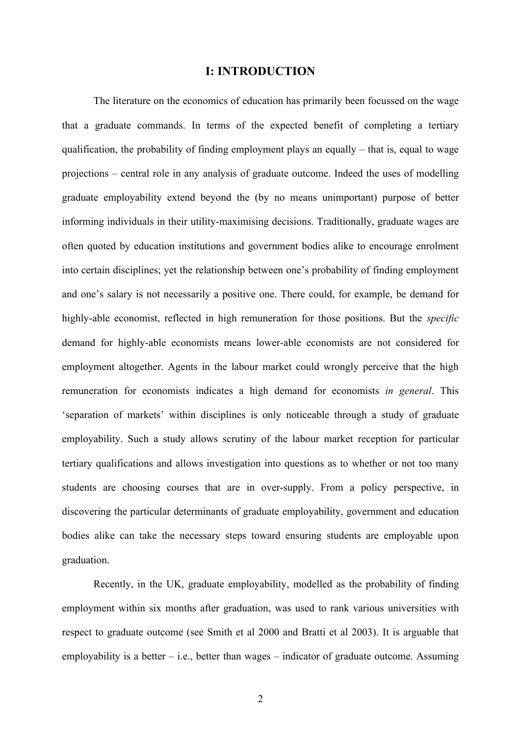## I: INTRODUCTION

The literature on the economics of education has primarily been focussed on the wage that a graduate commands. In terms of the expected benefit of completing a tertiary qualification, the probability of finding employment plays an equally – that is, equal to wage projections – central role in any analysis of graduate outcome. Indeed the uses of modelling graduate employability extend beyond the (by no means unimportant) purpose of better informing individuals in their utility-maximising decisions. Traditionally, graduate wages are often quoted by education institutions and government bodies alike to encourage enrolment into certain disciplines; yet the relationship between one's probability of finding employment and one's salary is not necessarily a positive one. There could, for example, be demand for highly-able economist, reflected in high remuneration for those positions. But the *specific* demand for highly-able economists means lower-able economists are not considered for employment altogether. Agents in the labour market could wrongly perceive that the high remuneration for economists indicates a high demand for economists *in general*. This 'separation of markets' within disciplines is only noticeable through a study of graduate employability. Such a study allows scrutiny of the labour market reception for particular tertiary qualifications and allows investigation into questions as to whether or not too many students are choosing courses that are in over-supply. From a policy perspective, in discovering the particular determinants of graduate employability, government and education bodies alike can take the necessary steps toward ensuring students are employable upon graduation.

Recently, in the UK, graduate employability, modelled as the probability of finding employment within six months after graduation, was used to rank various universities with respect to graduate outcome (see Smith et al 2000 and Bratti et al 2003). It is arguable that employability is a better – i.e., better than wages – indicator of graduate outcome. Assuming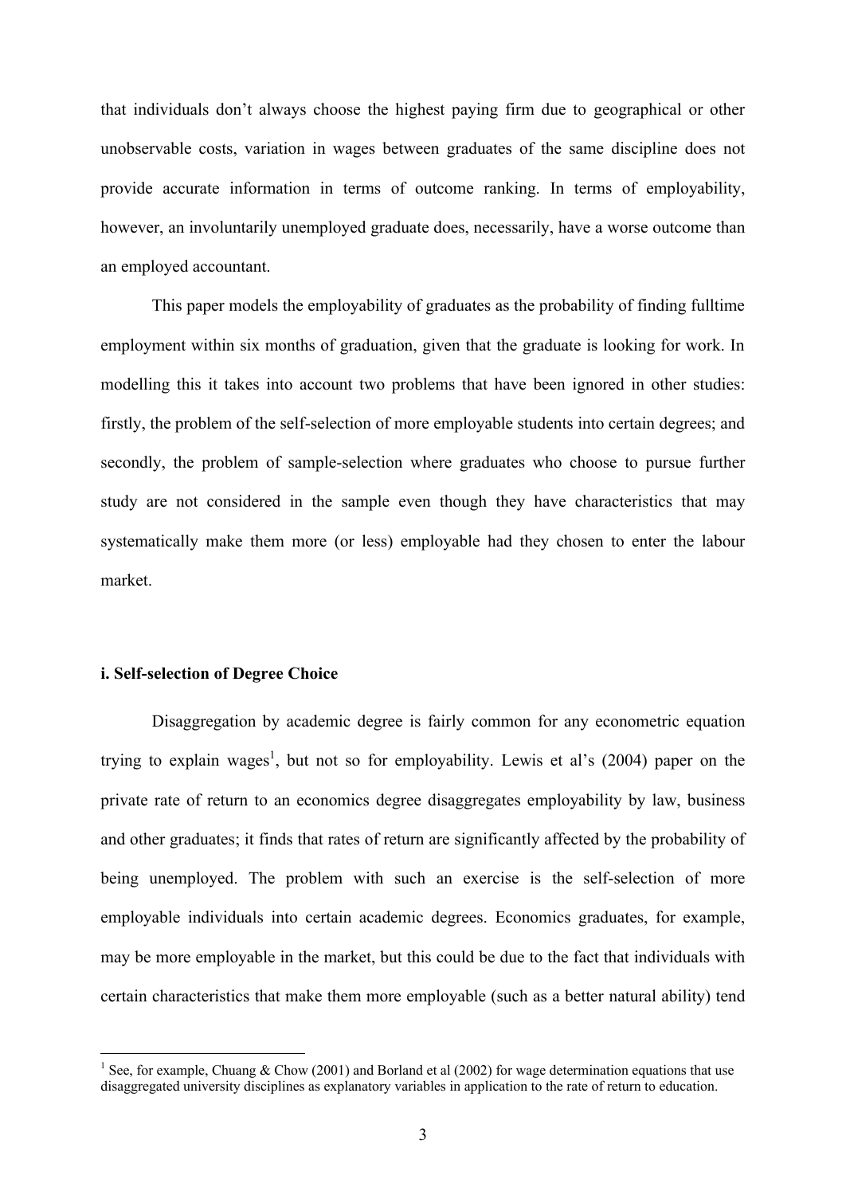that individuals don't always choose the highest paying firm due to geographical or other unobservable costs, variation in wages between graduates of the same discipline does not provide accurate information in terms of outcome ranking. In terms of employability, however, an involuntarily unemployed graduate does, necessarily, have a worse outcome than an employed accountant.

This paper models the employability of graduates as the probability of finding fulltime employment within six months of graduation, given that the graduate is looking for work. In modelling this it takes into account two problems that have been ignored in other studies: firstly, the problem of the self-selection of more employable students into certain degrees; and secondly, the problem of sample-selection where graduates who choose to pursue further study are not considered in the sample even though they have characteristics that may systematically make them more (or less) employable had they chosen to enter the labour market.

### i. Self-selection of Degree Choice

Disaggregation by academic degree is fairly common for any econometric equation trying to explain wages[1], but not so for employability. Lewis et al's (2004) paper on the private rate of return to an economics degree disaggregates employability by law, business and other graduates; it finds that rates of return are significantly affected by the probability of being unemployed. The problem with such an exercise is the self-selection of more employable individuals into certain academic degrees. Economics graduates, for example, may be more employable in the market, but this could be due to the fact that individuals with certain characteristics that make them more employable (such as a better natural ability) tend

[1] See, for example, Chuang & Chow (2001) and Borland et al (2002) for wage determination equations that use disaggregated university disciplines as explanatory variables in application to the rate of return to education.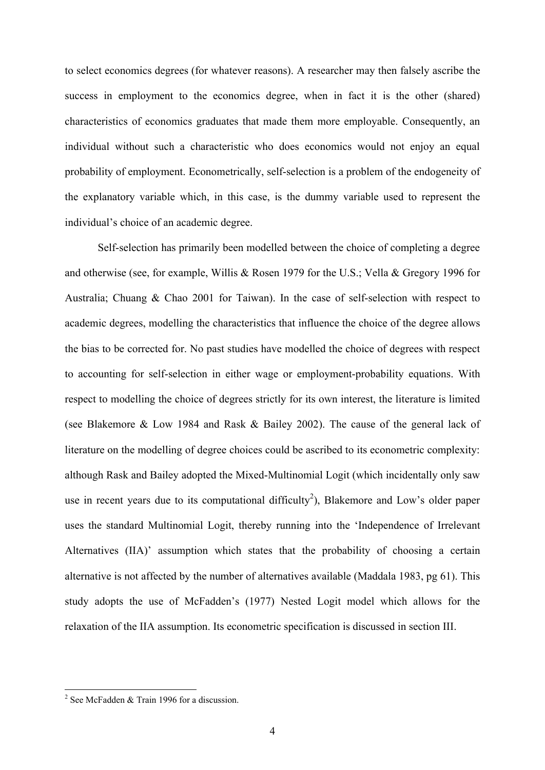to select economics degrees (for whatever reasons). A researcher may then falsely ascribe the success in employment to the economics degree, when in fact it is the other (shared) characteristics of economics graduates that made them more employable. Consequently, an individual without such a characteristic who does economics would not enjoy an equal probability of employment. Econometrically, self-selection is a problem of the endogeneity of the explanatory variable which, in this case, is the dummy variable used to represent the individual's choice of an academic degree.

Self-selection has primarily been modelled between the choice of completing a degree and otherwise (see, for example, Willis & Rosen 1979 for the U.S.; Vella & Gregory 1996 for Australia; Chuang & Chao 2001 for Taiwan). In the case of self-selection with respect to academic degrees, modelling the characteristics that influence the choice of the degree allows the bias to be corrected for. No past studies have modelled the choice of degrees with respect to accounting for self-selection in either wage or employment-probability equations. With respect to modelling the choice of degrees strictly for its own interest, the literature is limited (see Blakemore & Low 1984 and Rask & Bailey 2002). The cause of the general lack of literature on the modelling of degree choices could be ascribed to its econometric complexity: although Rask and Bailey adopted the Mixed-Multinomial Logit (which incidentally only saw use in recent years due to its computational difficulty[2]), Blakemore and Low's older paper uses the standard Multinomial Logit, thereby running into the 'Independence of Irrelevant Alternatives (IIA)' assumption which states that the probability of choosing a certain alternative is not affected by the number of alternatives available (Maddala 1983, pg 61). This study adopts the use of McFadden's (1977) Nested Logit model which allows for the relaxation of the IIA assumption. Its econometric specification is discussed in section III.

---

[2] See McFadden & Train 1996 for a discussion.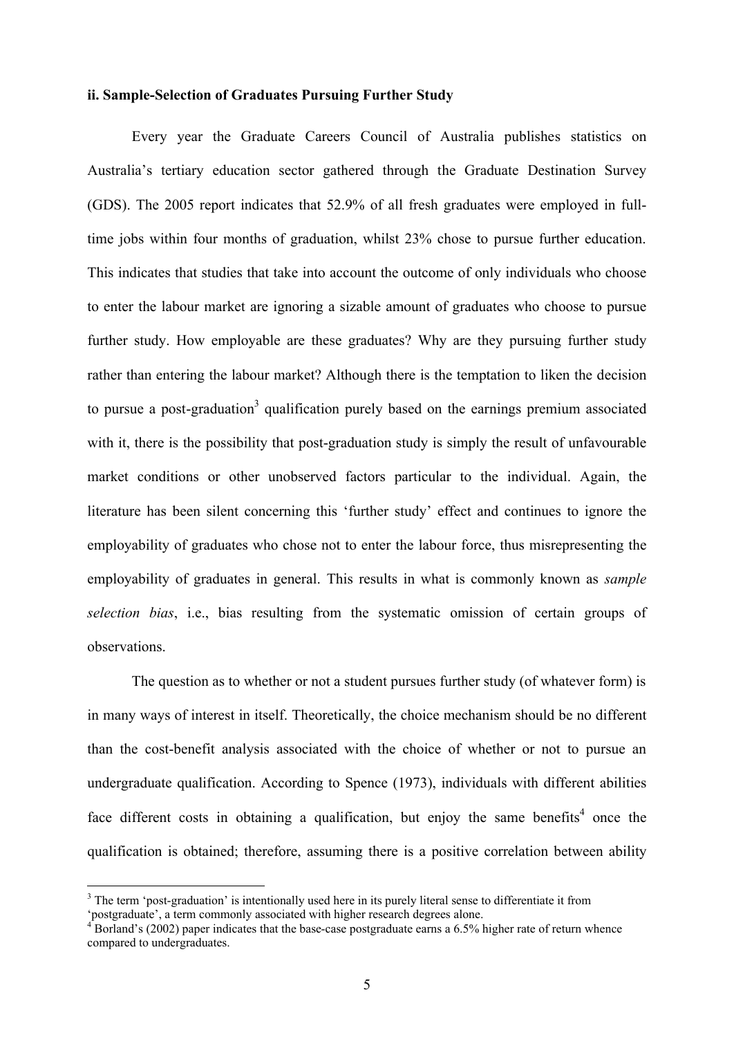### ii. Sample-Selection of Graduates Pursuing Further Study

Every year the Graduate Careers Council of Australia publishes statistics on Australia's tertiary education sector gathered through the Graduate Destination Survey (GDS). The 2005 report indicates that 52.9% of all fresh graduates were employed in full-time jobs within four months of graduation, whilst 23% chose to pursue further education. This indicates that studies that take into account the outcome of only individuals who choose to enter the labour market are ignoring a sizable amount of graduates who choose to pursue further study. How employable are these graduates? Why are they pursuing further study rather than entering the labour market? Although there is the temptation to liken the decision to pursue a post-graduation[3] qualification purely based on the earnings premium associated with it, there is the possibility that post-graduation study is simply the result of unfavourable market conditions or other unobserved factors particular to the individual. Again, the literature has been silent concerning this 'further study' effect and continues to ignore the employability of graduates who chose not to enter the labour force, thus misrepresenting the employability of graduates in general. This results in what is commonly known as *sample selection bias*, i.e., bias resulting from the systematic omission of certain groups of observations.

The question as to whether or not a student pursues further study (of whatever form) is in many ways of interest in itself. Theoretically, the choice mechanism should be no different than the cost-benefit analysis associated with the choice of whether or not to pursue an undergraduate qualification. According to Spence (1973), individuals with different abilities face different costs in obtaining a qualification, but enjoy the same benefits[4] once the qualification is obtained; therefore, assuming there is a positive correlation between ability

[3] The term 'post-graduation' is intentionally used here in its purely literal sense to differentiate it from 'postgraduate', a term commonly associated with higher research degrees alone.

[4] Borland's (2002) paper indicates that the base-case postgraduate earns a 6.5% higher rate of return whence compared to undergraduates.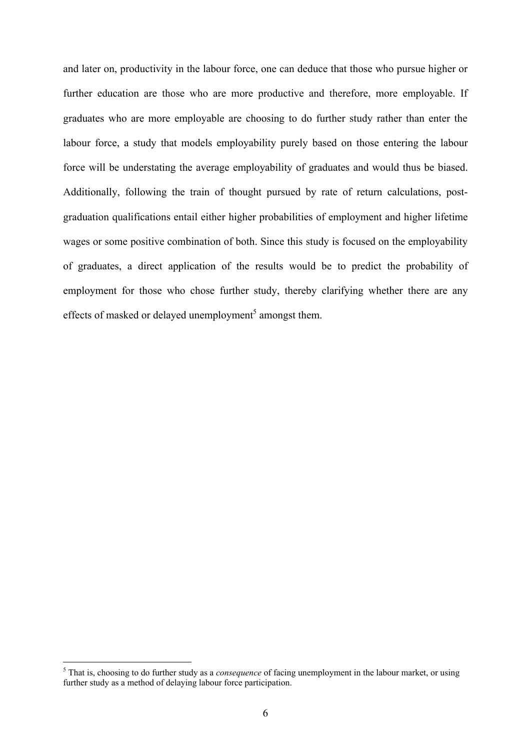and later on, productivity in the labour force, one can deduce that those who pursue higher or further education are those who are more productive and therefore, more employable. If graduates who are more employable are choosing to do further study rather than enter the labour force, a study that models employability purely based on those entering the labour force will be understating the average employability of graduates and would thus be biased. Additionally, following the train of thought pursued by rate of return calculations, post-graduation qualifications entail either higher probabilities of employment and higher lifetime wages or some positive combination of both. Since this study is focused on the employability of graduates, a direct application of the results would be to predict the probability of employment for those who chose further study, thereby clarifying whether there are any effects of masked or delayed unemployment[5] amongst them.

[5] That is, choosing to do further study as a *consequence* of facing unemployment in the labour market, or using further study as a method of delaying labour force participation.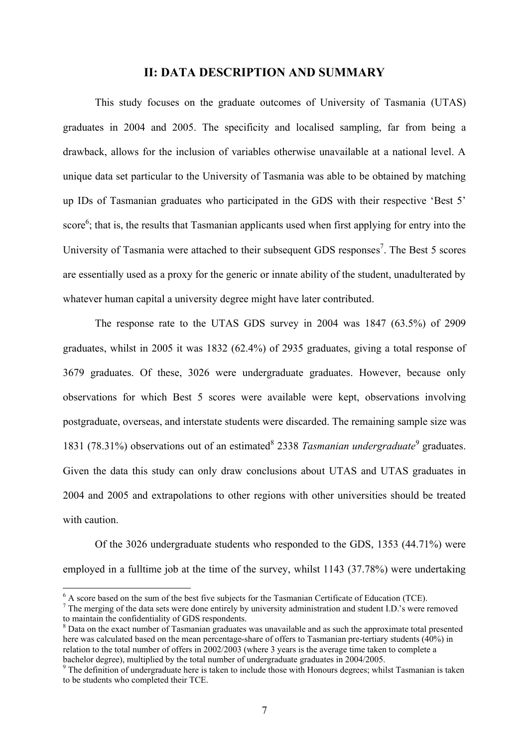## II: DATA DESCRIPTION AND SUMMARY

This study focuses on the graduate outcomes of University of Tasmania (UTAS) graduates in 2004 and 2005. The specificity and localised sampling, far from being a drawback, allows for the inclusion of variables otherwise unavailable at a national level. A unique data set particular to the University of Tasmania was able to be obtained by matching up IDs of Tasmanian graduates who participated in the GDS with their respective 'Best 5' score[6]; that is, the results that Tasmanian applicants used when first applying for entry into the University of Tasmania were attached to their subsequent GDS responses[7]. The Best 5 scores are essentially used as a proxy for the generic or innate ability of the student, unadulterated by whatever human capital a university degree might have later contributed.

The response rate to the UTAS GDS survey in 2004 was 1847 (63.5%) of 2909 graduates, whilst in 2005 it was 1832 (62.4%) of 2935 graduates, giving a total response of 3679 graduates. Of these, 3026 were undergraduate graduates. However, because only observations for which Best 5 scores were available were kept, observations involving postgraduate, overseas, and interstate students were discarded. The remaining sample size was 1831 (78.31%) observations out of an estimated[8] 2338 *Tasmanian undergraduate*[9] graduates. Given the data this study can only draw conclusions about UTAS and UTAS graduates in 2004 and 2005 and extrapolations to other regions with other universities should be treated with caution.

Of the 3026 undergraduate students who responded to the GDS, 1353 (44.71%) were employed in a fulltime job at the time of the survey, whilst 1143 (37.78%) were undertaking

---

[6] A score based on the sum of the best five subjects for the Tasmanian Certificate of Education (TCE).

[7] The merging of the data sets were done entirely by university administration and student I.D.'s were removed to maintain the confidentiality of GDS respondents.

[8] Data on the exact number of Tasmanian graduates was unavailable and as such the approximate total presented here was calculated based on the mean percentage-share of offers to Tasmanian pre-tertiary students (40%) in relation to the total number of offers in 2002/2003 (where 3 years is the average time taken to complete a bachelor degree), multiplied by the total number of undergraduate graduates in 2004/2005.

[9] The definition of undergraduate here is taken to include those with Honours degrees; whilst Tasmanian is taken to be students who completed their TCE.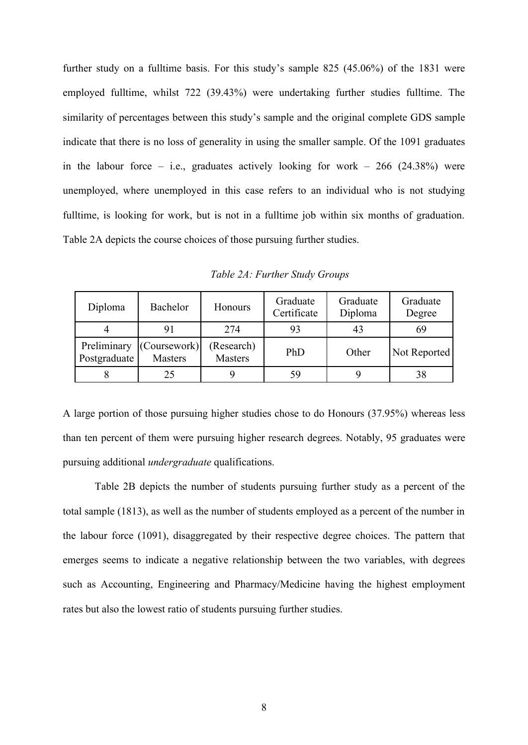further study on a fulltime basis. For this study's sample 825 (45.06%) of the 1831 were employed fulltime, whilst 722 (39.43%) were undertaking further studies fulltime. The similarity of percentages between this study's sample and the original complete GDS sample indicate that there is no loss of generality in using the smaller sample. Of the 1091 graduates in the labour force – i.e., graduates actively looking for work – 266 (24.38%) were unemployed, where unemployed in this case refers to an individual who is not studying fulltime, is looking for work, but is not in a fulltime job within six months of graduation. Table 2A depicts the course choices of those pursuing further studies.

*Table 2A: Further Study Groups*

| Diploma | Bachelor | Honours | Graduate Certificate | Graduate Diploma | Graduate Degree |
|---|---|---|---|---|---|
| 4 | 91 | 274 | 93 | 43 | 69 |
| Preliminary Postgraduate | (Coursework) Masters | (Research) Masters | PhD | Other | Not Reported |
| 8 | 25 | 9 | 59 | 9 | 38 |

A large portion of those pursuing higher studies chose to do Honours (37.95%) whereas less than ten percent of them were pursuing higher research degrees. Notably, 95 graduates were pursuing additional *undergraduate* qualifications.

Table 2B depicts the number of students pursuing further study as a percent of the total sample (1813), as well as the number of students employed as a percent of the number in the labour force (1091), disaggregated by their respective degree choices. The pattern that emerges seems to indicate a negative relationship between the two variables, with degrees such as Accounting, Engineering and Pharmacy/Medicine having the highest employment rates but also the lowest ratio of students pursuing further studies.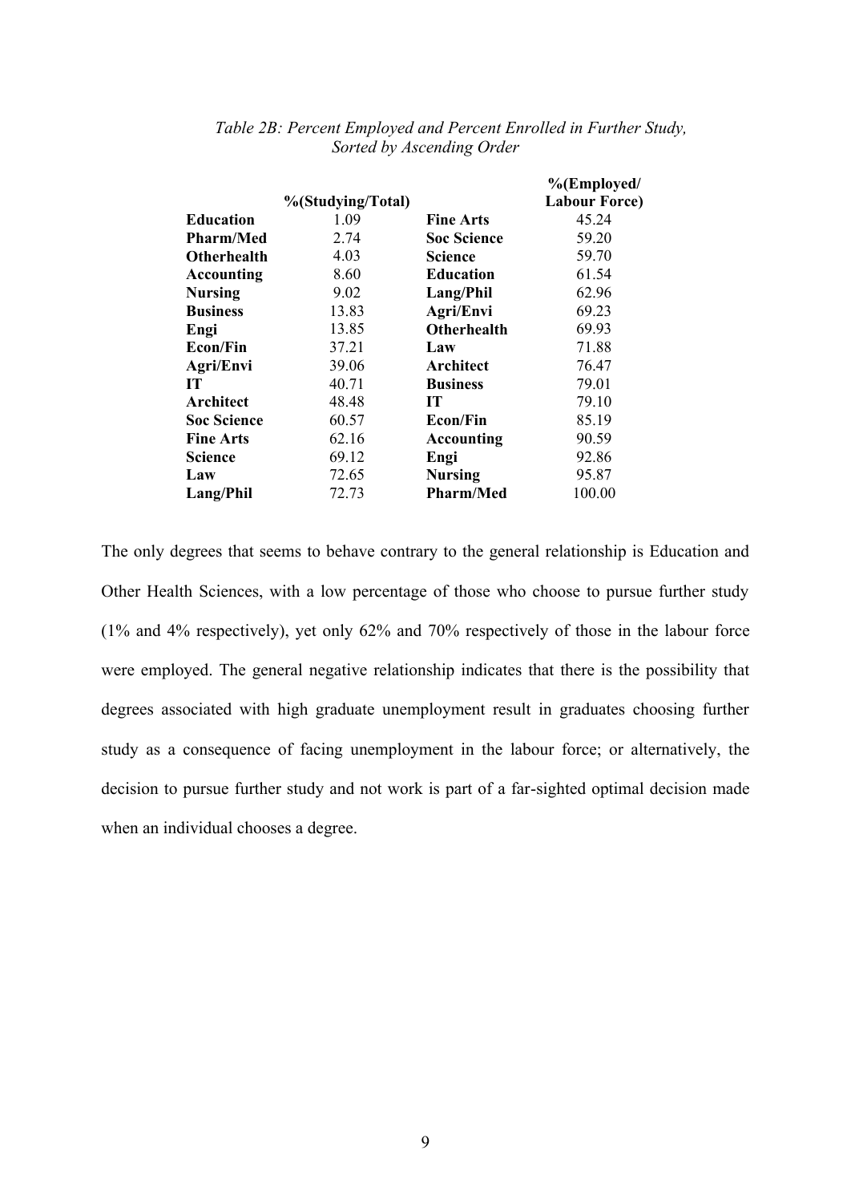*Table 2B: Percent Employed and Percent Enrolled in Further Study, Sorted by Ascending Order*

| | %(Studying/Total) | | %(Employed/ Labour Force) |
|---|---|---|---|
| **Education** | 1.09 | **Fine Arts** | 45.24 |
| **Pharm/Med** | 2.74 | **Soc Science** | 59.20 |
| **Otherhealth** | 4.03 | **Science** | 59.70 |
| **Accounting** | 8.60 | **Education** | 61.54 |
| **Nursing** | 9.02 | **Lang/Phil** | 62.96 |
| **Business** | 13.83 | **Agri/Envi** | 69.23 |
| **Engi** | 13.85 | **Otherhealth** | 69.93 |
| **Econ/Fin** | 37.21 | **Law** | 71.88 |
| **Agri/Envi** | 39.06 | **Architect** | 76.47 |
| **IT** | 40.71 | **Business** | 79.01 |
| **Architect** | 48.48 | **IT** | 79.10 |
| **Soc Science** | 60.57 | **Econ/Fin** | 85.19 |
| **Fine Arts** | 62.16 | **Accounting** | 90.59 |
| **Science** | 69.12 | **Engi** | 92.86 |
| **Law** | 72.65 | **Nursing** | 95.87 |
| **Lang/Phil** | 72.73 | **Pharm/Med** | 100.00 |

The only degrees that seems to behave contrary to the general relationship is Education and Other Health Sciences, with a low percentage of those who choose to pursue further study (1% and 4% respectively), yet only 62% and 70% respectively of those in the labour force were employed. The general negative relationship indicates that there is the possibility that degrees associated with high graduate unemployment result in graduates choosing further study as a consequence of facing unemployment in the labour force; or alternatively, the decision to pursue further study and not work is part of a far-sighted optimal decision made when an individual chooses a degree.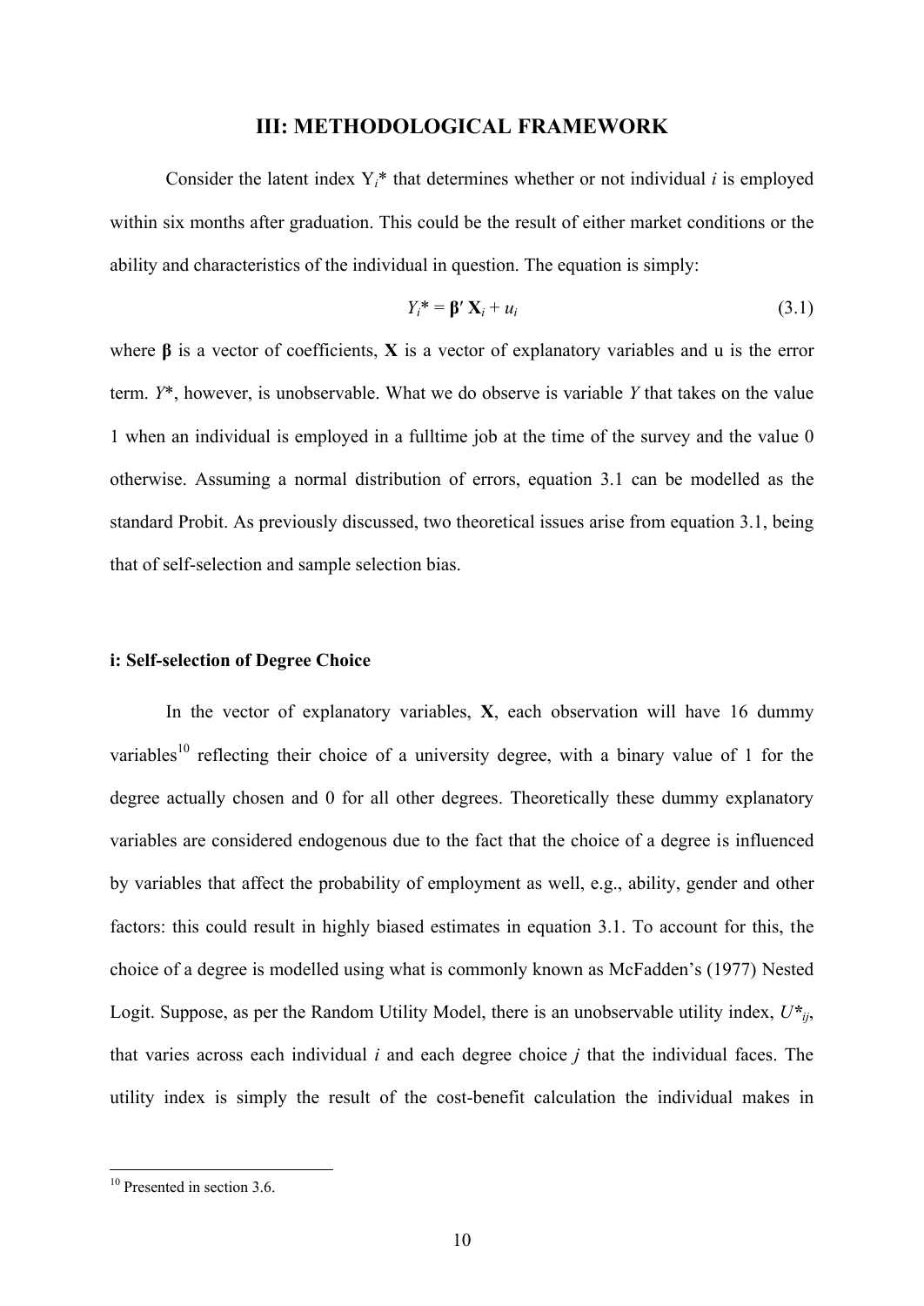## III: METHODOLOGICAL FRAMEWORK

Consider the latent index $Y_i^*$ that determines whether or not individual *i* is employed within six months after graduation. This could be the result of either market conditions or the ability and characteristics of the individual in question. The equation is simply:

$$Y_i^* = \boldsymbol{\beta}' \mathbf{X}_i + u_i \tag{3.1}$$

where $\boldsymbol{\beta}$ is a vector of coefficients, $\mathbf{X}$ is a vector of explanatory variables and u is the error term. $Y^*$, however, is unobservable. What we do observe is variable $Y$ that takes on the value 1 when an individual is employed in a fulltime job at the time of the survey and the value 0 otherwise. Assuming a normal distribution of errors, equation 3.1 can be modelled as the standard Probit. As previously discussed, two theoretical issues arise from equation 3.1, being that of self-selection and sample selection bias.

### i: Self-selection of Degree Choice

In the vector of explanatory variables, $\mathbf{X}$, each observation will have 16 dummy variables[10] reflecting their choice of a university degree, with a binary value of 1 for the degree actually chosen and 0 for all other degrees. Theoretically these dummy explanatory variables are considered endogenous due to the fact that the choice of a degree is influenced by variables that affect the probability of employment as well, e.g., ability, gender and other factors: this could result in highly biased estimates in equation 3.1. To account for this, the choice of a degree is modelled using what is commonly known as McFadden's (1977) Nested Logit. Suppose, as per the Random Utility Model, there is an unobservable utility index, $U^*_{ij}$, that varies across each individual *i* and each degree choice *j* that the individual faces. The utility index is simply the result of the cost-benefit calculation the individual makes in

[10] Presented in section 3.6.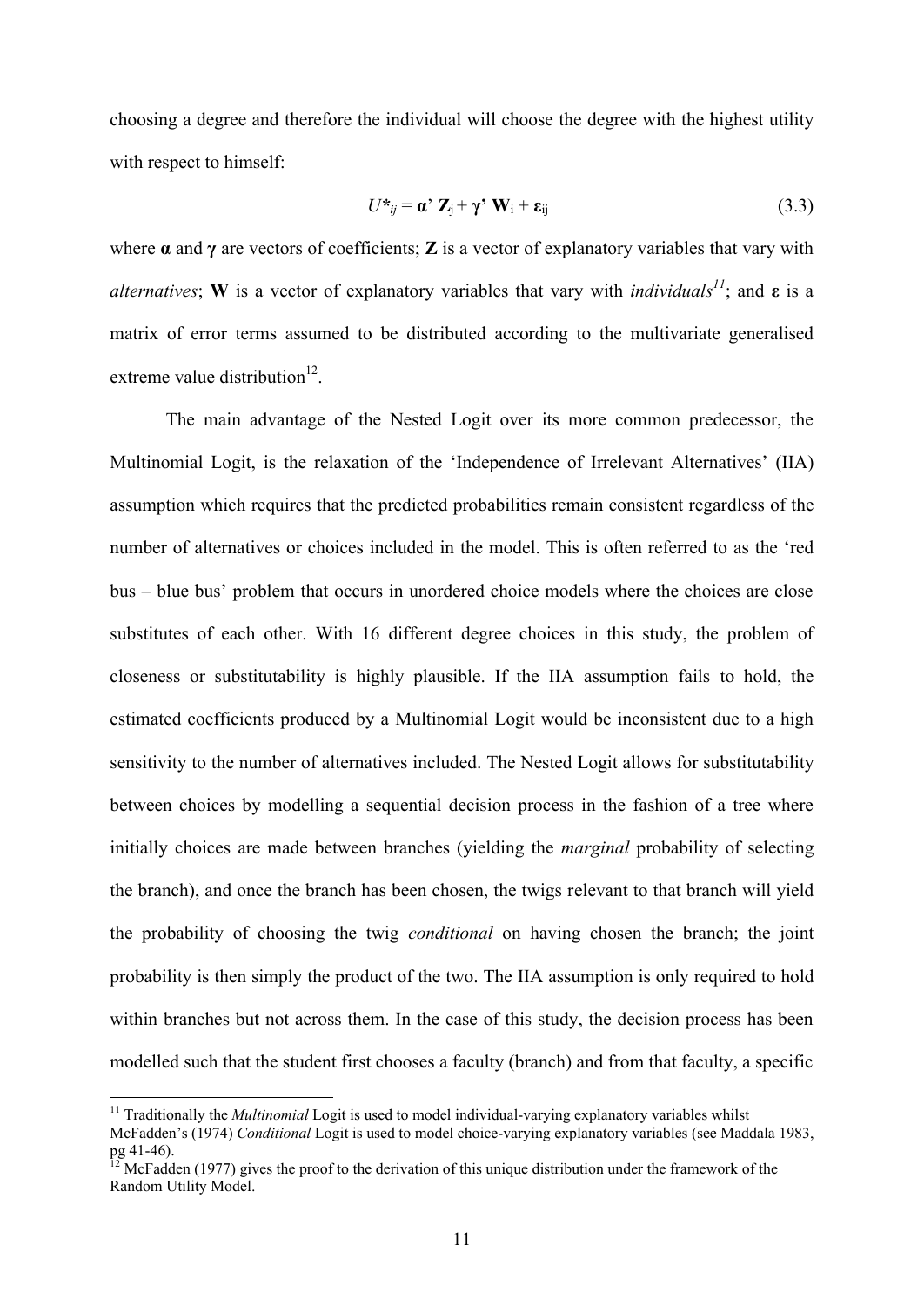choosing a degree and therefore the individual will choose the degree with the highest utility with respect to himself:

$$U^*_{ij} = \boldsymbol{\alpha}' \mathbf{Z}_j + \boldsymbol{\gamma}' \mathbf{W}_i + \boldsymbol{\varepsilon}_{ij} \tag{3.3}$$

where $\boldsymbol{\alpha}$ and $\boldsymbol{\gamma}$ are vectors of coefficients; $\mathbf{Z}$ is a vector of explanatory variables that vary with *alternatives*; $\mathbf{W}$ is a vector of explanatory variables that vary with *individuals*[11]; and $\boldsymbol{\varepsilon}$ is a matrix of error terms assumed to be distributed according to the multivariate generalised extreme value distribution[12].

The main advantage of the Nested Logit over its more common predecessor, the Multinomial Logit, is the relaxation of the 'Independence of Irrelevant Alternatives' (IIA) assumption which requires that the predicted probabilities remain consistent regardless of the number of alternatives or choices included in the model. This is often referred to as the 'red bus – blue bus' problem that occurs in unordered choice models where the choices are close substitutes of each other. With 16 different degree choices in this study, the problem of closeness or substitutability is highly plausible. If the IIA assumption fails to hold, the estimated coefficients produced by a Multinomial Logit would be inconsistent due to a high sensitivity to the number of alternatives included. The Nested Logit allows for substitutability between choices by modelling a sequential decision process in the fashion of a tree where initially choices are made between branches (yielding the *marginal* probability of selecting the branch), and once the branch has been chosen, the twigs relevant to that branch will yield the probability of choosing the twig *conditional* on having chosen the branch; the joint probability is then simply the product of the two. The IIA assumption is only required to hold within branches but not across them. In the case of this study, the decision process has been modelled such that the student first chooses a faculty (branch) and from that faculty, a specific

[11] Traditionally the *Multinomial* Logit is used to model individual-varying explanatory variables whilst McFadden's (1974) *Conditional* Logit is used to model choice-varying explanatory variables (see Maddala 1983, pg 41-46).

[12] McFadden (1977) gives the proof to the derivation of this unique distribution under the framework of the Random Utility Model.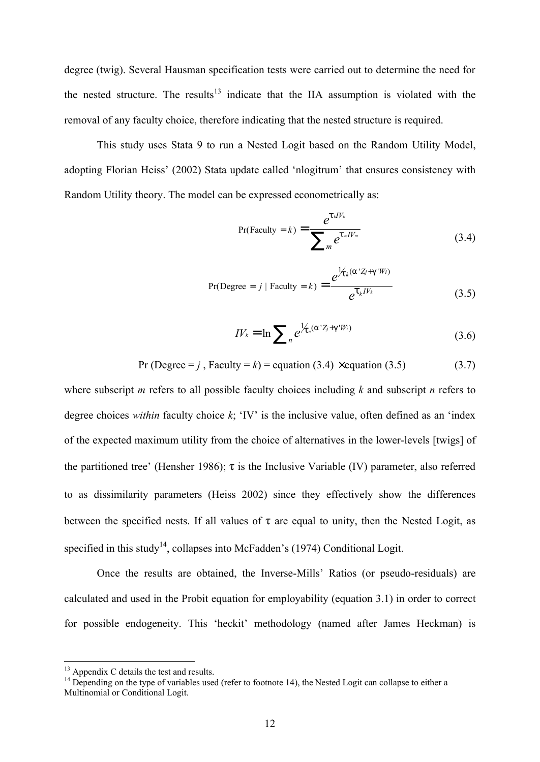degree (twig). Several Hausman specification tests were carried out to determine the need for the nested structure. The results[13] indicate that the IIA assumption is violated with the removal of any faculty choice, therefore indicating that the nested structure is required.

This study uses Stata 9 to run a Nested Logit based on the Random Utility Model, adopting Florian Heiss' (2002) Stata update called 'nlogitrum' that ensures consistency with Random Utility theory. The model can be expressed econometrically as:

$$\Pr(\text{Faculty} = k) = \frac{e^{\tau_k IV_k}}{\sum_m e^{\tau_m IV_m}} \tag{3.4}$$

$$\Pr(\text{Degree} = j \mid \text{Faculty} = k) = \frac{e^{\frac{1}{\tau_k}(\alpha' Z_j + \gamma' W_i)}}{e^{\tau_k IV_k}} \tag{3.5}$$

$$IV_k = \ln \sum_n e^{\frac{1}{\tau_n}(\alpha' Z_j + \gamma' W_i)} \tag{3.6}$$

$$\Pr(\text{Degree} = j, \text{Faculty} = k) = \text{equation (3.4)} \times \text{equation (3.5)} \tag{3.7}$$

where subscript $m$ refers to all possible faculty choices including $k$ and subscript $n$ refers to degree choices *within* faculty choice $k$; 'IV' is the inclusive value, often defined as an 'index of the expected maximum utility from the choice of alternatives in the lower-levels [twigs] of the partitioned tree' (Hensher 1986); $\tau$ is the Inclusive Variable (IV) parameter, also referred to as dissimilarity parameters (Heiss 2002) since they effectively show the differences between the specified nests. If all values of $\tau$ are equal to unity, then the Nested Logit, as specified in this study[14], collapses into McFadden's (1974) Conditional Logit.

Once the results are obtained, the Inverse-Mills' Ratios (or pseudo-residuals) are calculated and used in the Probit equation for employability (equation 3.1) in order to correct for possible endogeneity. This 'heckit' methodology (named after James Heckman) is

[13] Appendix C details the test and results.

[14] Depending on the type of variables used (refer to footnote 14), the Nested Logit can collapse to either a Multinomial or Conditional Logit.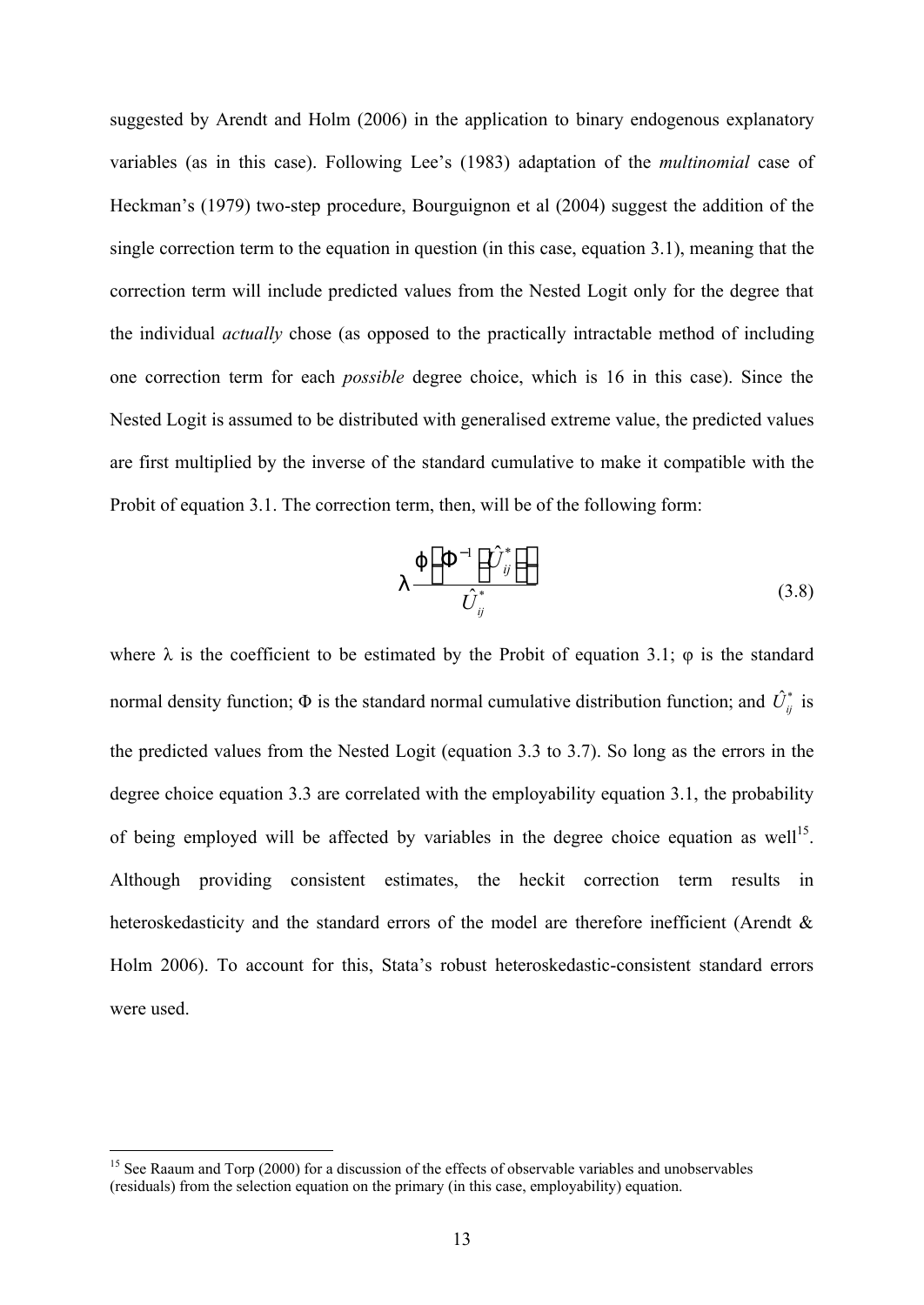suggested by Arendt and Holm (2006) in the application to binary endogenous explanatory variables (as in this case). Following Lee's (1983) adaptation of the *multinomial* case of Heckman's (1979) two-step procedure, Bourguignon et al (2004) suggest the addition of the single correction term to the equation in question (in this case, equation 3.1), meaning that the correction term will include predicted values from the Nested Logit only for the degree that the individual *actually* chose (as opposed to the practically intractable method of including one correction term for each *possible* degree choice, which is 16 in this case). Since the Nested Logit is assumed to be distributed with generalised extreme value, the predicted values are first multiplied by the inverse of the standard cumulative to make it compatible with the Probit of equation 3.1. The correction term, then, will be of the following form:

$$\lambda \frac{\varphi\left(\Phi^{-1}\left(\hat{U}_{ij}^{*}\right)\right)}{\hat{U}_{ij}^{*}} \tag{3.8}$$

where $\lambda$ is the coefficient to be estimated by the Probit of equation 3.1; $\varphi$ is the standard normal density function; $\Phi$ is the standard normal cumulative distribution function; and $\hat{U}_{ij}^{*}$ is the predicted values from the Nested Logit (equation 3.3 to 3.7). So long as the errors in the degree choice equation 3.3 are correlated with the employability equation 3.1, the probability of being employed will be affected by variables in the degree choice equation as well[15]. Although providing consistent estimates, the heckit correction term results in heteroskedasticity and the standard errors of the model are therefore inefficient (Arendt & Holm 2006). To account for this, Stata's robust heteroskedastic-consistent standard errors were used.

[15] See Raaum and Torp (2000) for a discussion of the effects of observable variables and unobservables (residuals) from the selection equation on the primary (in this case, employability) equation.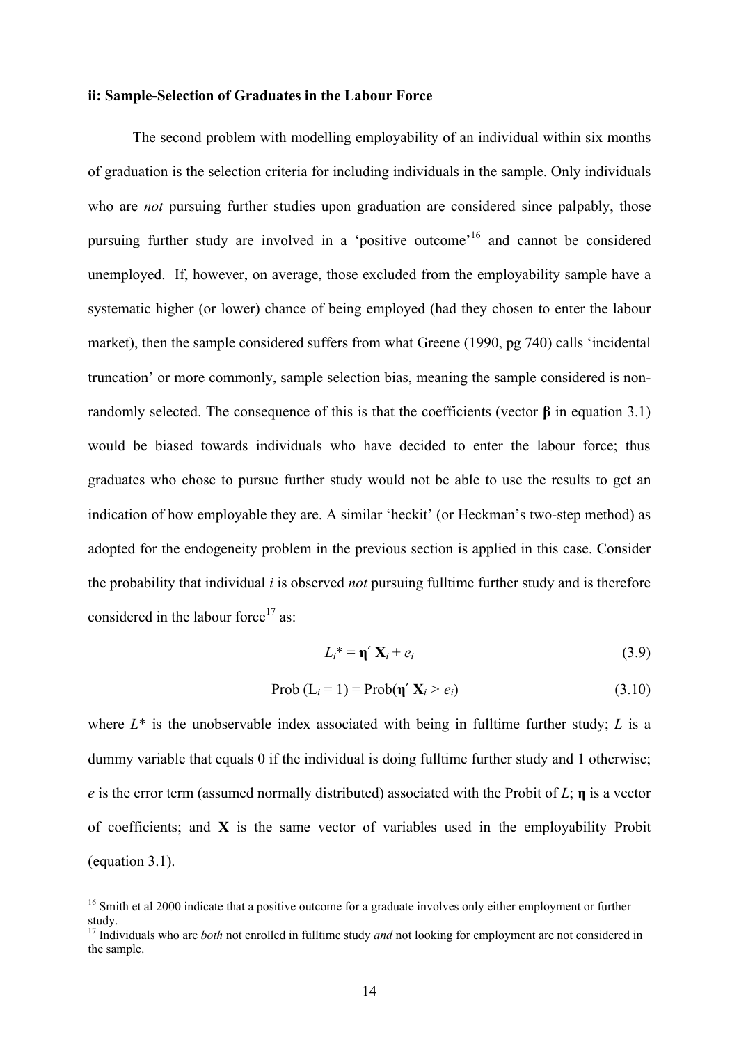### ii: Sample-Selection of Graduates in the Labour Force

The second problem with modelling employability of an individual within six months of graduation is the selection criteria for including individuals in the sample. Only individuals who are *not* pursuing further studies upon graduation are considered since palpably, those pursuing further study are involved in a 'positive outcome'[16] and cannot be considered unemployed. If, however, on average, those excluded from the employability sample have a systematic higher (or lower) chance of being employed (had they chosen to enter the labour market), then the sample considered suffers from what Greene (1990, pg 740) calls 'incidental truncation' or more commonly, sample selection bias, meaning the sample considered is non-randomly selected. The consequence of this is that the coefficients (vector $\boldsymbol{\beta}$ in equation 3.1) would be biased towards individuals who have decided to enter the labour force; thus graduates who chose to pursue further study would not be able to use the results to get an indication of how employable they are. A similar 'heckit' (or Heckman's two-step method) as adopted for the endogeneity problem in the previous section is applied in this case. Consider the probability that individual $i$ is observed *not* pursuing fulltime further study and is therefore considered in the labour force[17] as:

$$L_i^* = \boldsymbol{\eta}' \mathbf{X}_i + e_i \tag{3.9}$$

$$\text{Prob}(L_i = 1) = \text{Prob}(\boldsymbol{\eta}' \mathbf{X}_i > e_i) \tag{3.10}$$

where $L^*$ is the unobservable index associated with being in fulltime further study; $L$ is a dummy variable that equals 0 if the individual is doing fulltime further study and 1 otherwise; $e$ is the error term (assumed normally distributed) associated with the Probit of $L$; $\boldsymbol{\eta}$ is a vector of coefficients; and $\mathbf{X}$ is the same vector of variables used in the employability Probit (equation 3.1).

---

[16] Smith et al 2000 indicate that a positive outcome for a graduate involves only either employment or further study.

[17] Individuals who are *both* not enrolled in fulltime study *and* not looking for employment are not considered in the sample.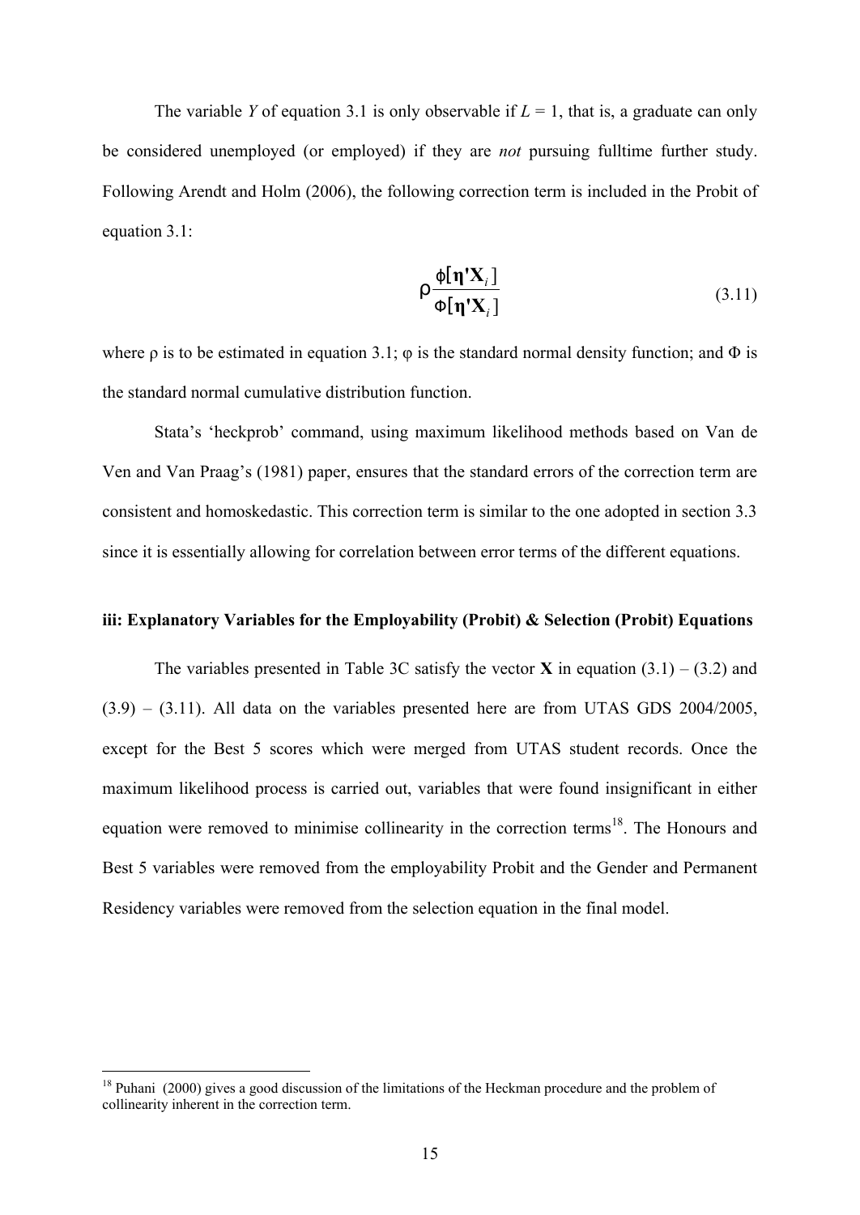The variable $Y$ of equation 3.1 is only observable if $L = 1$, that is, a graduate can only be considered unemployed (or employed) if they are *not* pursuing fulltime further study. Following Arendt and Holm (2006), the following correction term is included in the Probit of equation 3.1:

$$\rho \frac{\phi[\boldsymbol{\eta}'\mathbf{X}_i]}{\Phi[\boldsymbol{\eta}'\mathbf{X}_i]} \tag{3.11}$$

where ρ is to be estimated in equation 3.1; φ is the standard normal density function; and Φ is the standard normal cumulative distribution function.

Stata's 'heckprob' command, using maximum likelihood methods based on Van de Ven and Van Praag's (1981) paper, ensures that the standard errors of the correction term are consistent and homoskedastic. This correction term is similar to the one adopted in section 3.3 since it is essentially allowing for correlation between error terms of the different equations.

### iii: Explanatory Variables for the Employability (Probit) & Selection (Probit) Equations

The variables presented in Table 3C satisfy the vector **X** in equation (3.1) – (3.2) and (3.9) – (3.11). All data on the variables presented here are from UTAS GDS 2004/2005, except for the Best 5 scores which were merged from UTAS student records. Once the maximum likelihood process is carried out, variables that were found insignificant in either equation were removed to minimise collinearity in the correction terms[18]. The Honours and Best 5 variables were removed from the employability Probit and the Gender and Permanent Residency variables were removed from the selection equation in the final model.

[18] Puhani (2000) gives a good discussion of the limitations of the Heckman procedure and the problem of collinearity inherent in the correction term.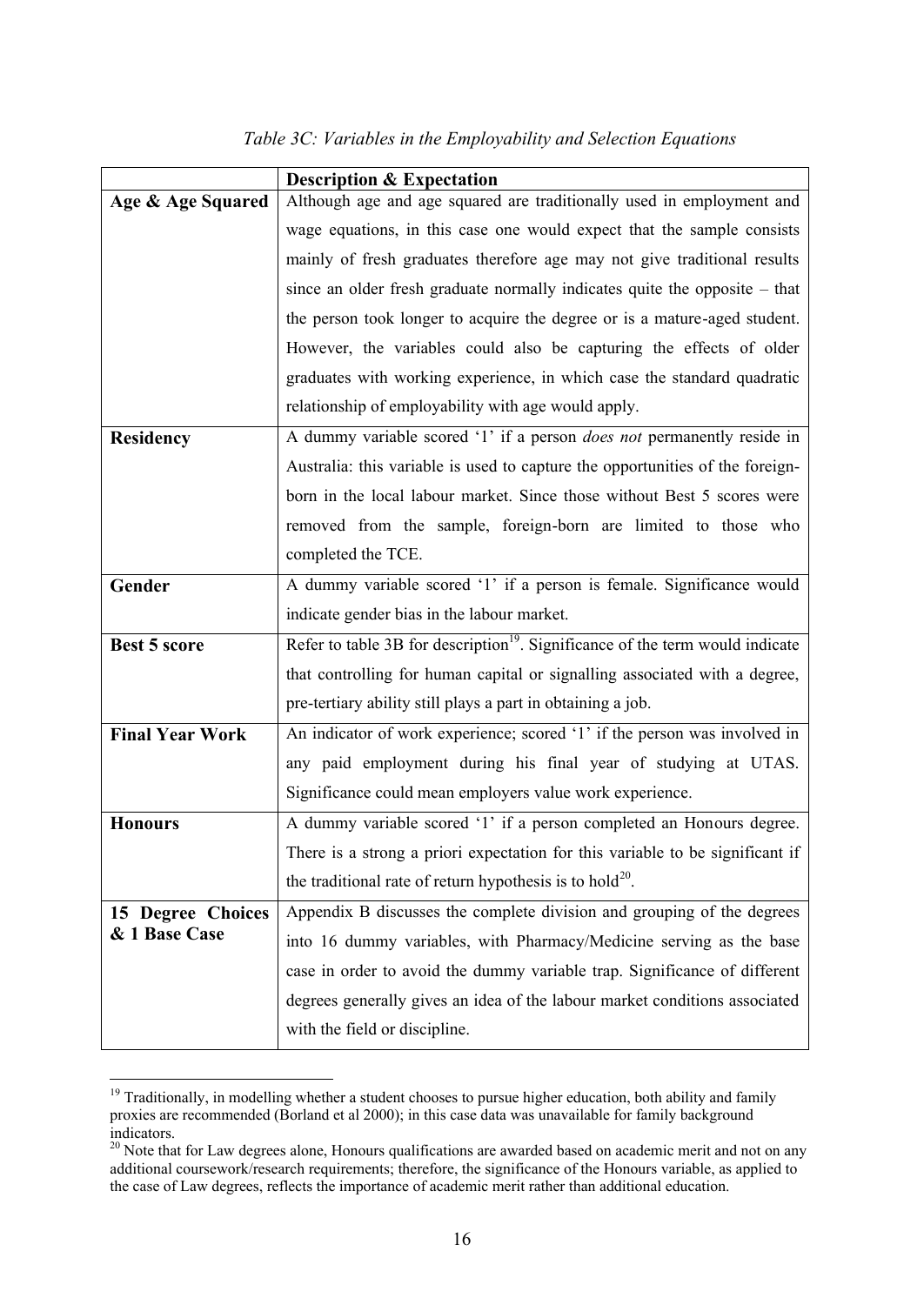*Table 3C: Variables in the Employability and Selection Equations*

| | **Description & Expectation** |
|---|---|
| **Age & Age Squared** | Although age and age squared are traditionally used in employment and wage equations, in this case one would expect that the sample consists mainly of fresh graduates therefore age may not give traditional results since an older fresh graduate normally indicates quite the opposite – that the person took longer to acquire the degree or is a mature-aged student. However, the variables could also be capturing the effects of older graduates with working experience, in which case the standard quadratic relationship of employability with age would apply. |
| **Residency** | A dummy variable scored '1' if a person *does not* permanently reside in Australia: this variable is used to capture the opportunities of the foreign-born in the local labour market. Since those without Best 5 scores were removed from the sample, foreign-born are limited to those who completed the TCE. |
| **Gender** | A dummy variable scored '1' if a person is female. Significance would indicate gender bias in the labour market. |
| **Best 5 score** | Refer to table 3B for description[19]. Significance of the term would indicate that controlling for human capital or signalling associated with a degree, pre-tertiary ability still plays a part in obtaining a job. |
| **Final Year Work** | An indicator of work experience; scored '1' if the person was involved in any paid employment during his final year of studying at UTAS. Significance could mean employers value work experience. |
| **Honours** | A dummy variable scored '1' if a person completed an Honours degree. There is a strong a priori expectation for this variable to be significant if the traditional rate of return hypothesis is to hold[20]. |
| **15 Degree Choices & 1 Base Case** | Appendix B discusses the complete division and grouping of the degrees into 16 dummy variables, with Pharmacy/Medicine serving as the base case in order to avoid the dummy variable trap. Significance of different degrees generally gives an idea of the labour market conditions associated with the field or discipline. |

[19] Traditionally, in modelling whether a student chooses to pursue higher education, both ability and family proxies are recommended (Borland et al 2000); in this case data was unavailable for family background indicators.

[20] Note that for Law degrees alone, Honours qualifications are awarded based on academic merit and not on any additional coursework/research requirements; therefore, the significance of the Honours variable, as applied to the case of Law degrees, reflects the importance of academic merit rather than additional education.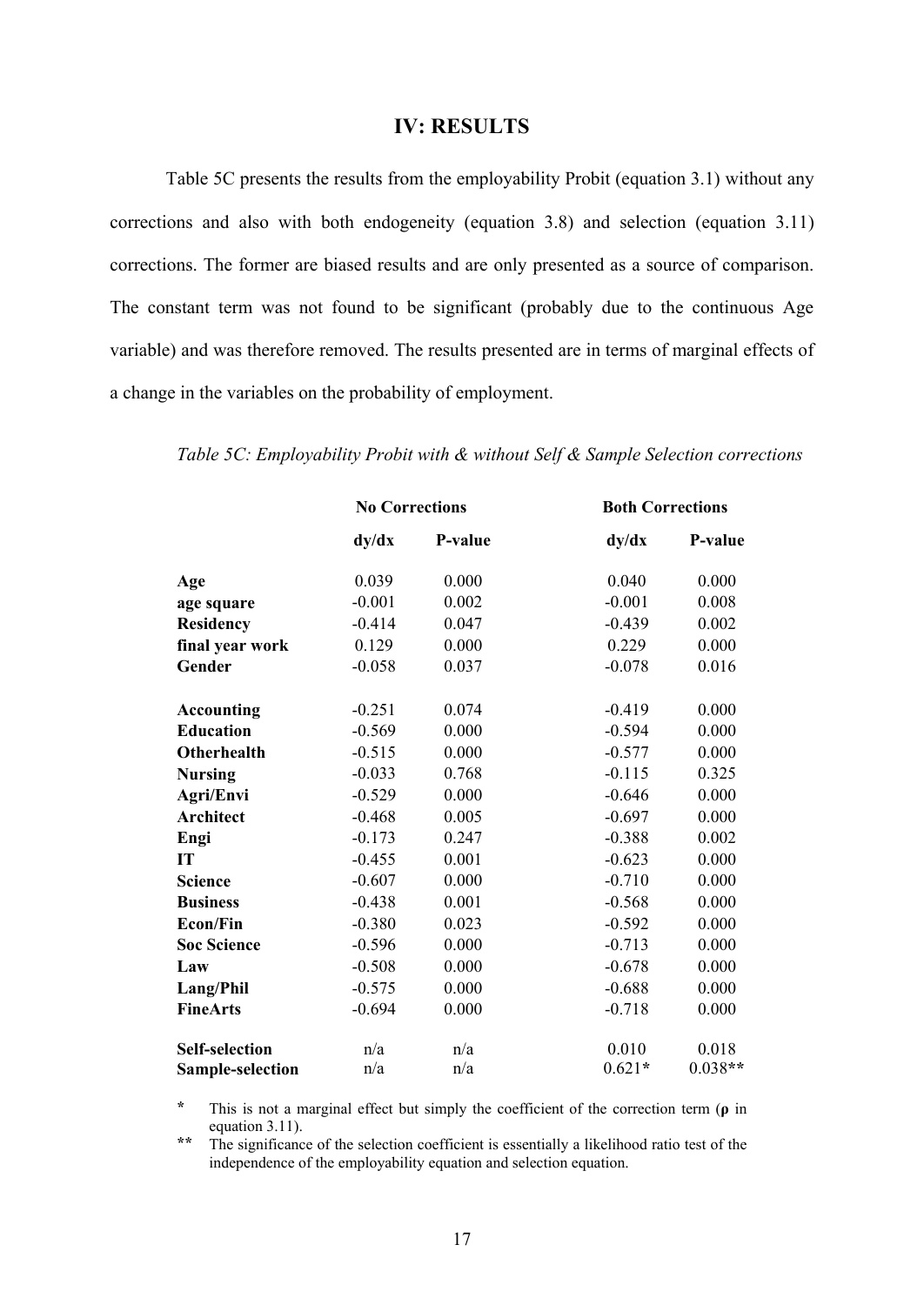## IV: RESULTS

Table 5C presents the results from the employability Probit (equation 3.1) without any corrections and also with both endogeneity (equation 3.8) and selection (equation 3.11) corrections. The former are biased results and are only presented as a source of comparison. The constant term was not found to be significant (probably due to the continuous Age variable) and was therefore removed. The results presented are in terms of marginal effects of a change in the variables on the probability of employment.

*Table 5C: Employability Probit with & without Self & Sample Selection corrections*

| | **No Corrections** | | **Both Corrections** | |
|---|---|---|---|---|
| | **dy/dx** | **P-value** | **dy/dx** | **P-value** |
| **Age** | 0.039 | 0.000 | 0.040 | 0.000 |
| **age square** | -0.001 | 0.002 | -0.001 | 0.008 |
| **Residency** | -0.414 | 0.047 | -0.439 | 0.002 |
| **final year work** | 0.129 | 0.000 | 0.229 | 0.000 |
| **Gender** | -0.058 | 0.037 | -0.078 | 0.016 |
| **Accounting** | -0.251 | 0.074 | -0.419 | 0.000 |
| **Education** | -0.569 | 0.000 | -0.594 | 0.000 |
| **Otherhealth** | -0.515 | 0.000 | -0.577 | 0.000 |
| **Nursing** | -0.033 | 0.768 | -0.115 | 0.325 |
| **Agri/Envi** | -0.529 | 0.000 | -0.646 | 0.000 |
| **Architect** | -0.468 | 0.005 | -0.697 | 0.000 |
| **Engi** | -0.173 | 0.247 | -0.388 | 0.002 |
| **IT** | -0.455 | 0.001 | -0.623 | 0.000 |
| **Science** | -0.607 | 0.000 | -0.710 | 0.000 |
| **Business** | -0.438 | 0.001 | -0.568 | 0.000 |
| **Econ/Fin** | -0.380 | 0.023 | -0.592 | 0.000 |
| **Soc Science** | -0.596 | 0.000 | -0.713 | 0.000 |
| **Law** | -0.508 | 0.000 | -0.678 | 0.000 |
| **Lang/Phil** | -0.575 | 0.000 | -0.688 | 0.000 |
| **FineArts** | -0.694 | 0.000 | -0.718 | 0.000 |
| **Self-selection** | n/a | n/a | 0.010 | 0.018 |
| **Sample-selection** | n/a | n/a | 0.621* | 0.038** |

\* This is not a marginal effect but simply the coefficient of the correction term (**ρ** in equation 3.11).

\*\* The significance of the selection coefficient is essentially a likelihood ratio test of the independence of the employability equation and selection equation.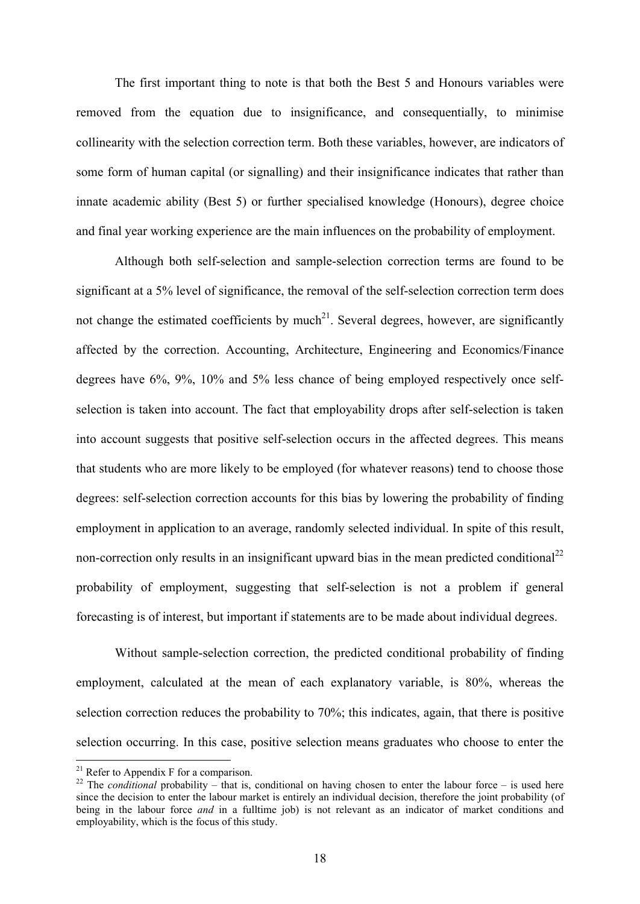The first important thing to note is that both the Best 5 and Honours variables were removed from the equation due to insignificance, and consequentially, to minimise collinearity with the selection correction term. Both these variables, however, are indicators of some form of human capital (or signalling) and their insignificance indicates that rather than innate academic ability (Best 5) or further specialised knowledge (Honours), degree choice and final year working experience are the main influences on the probability of employment.

Although both self-selection and sample-selection correction terms are found to be significant at a 5% level of significance, the removal of the self-selection correction term does not change the estimated coefficients by much[21]. Several degrees, however, are significantly affected by the correction. Accounting, Architecture, Engineering and Economics/Finance degrees have 6%, 9%, 10% and 5% less chance of being employed respectively once self-selection is taken into account. The fact that employability drops after self-selection is taken into account suggests that positive self-selection occurs in the affected degrees. This means that students who are more likely to be employed (for whatever reasons) tend to choose those degrees: self-selection correction accounts for this bias by lowering the probability of finding employment in application to an average, randomly selected individual. In spite of this result, non-correction only results in an insignificant upward bias in the mean predicted conditional[22] probability of employment, suggesting that self-selection is not a problem if general forecasting is of interest, but important if statements are to be made about individual degrees.

Without sample-selection correction, the predicted conditional probability of finding employment, calculated at the mean of each explanatory variable, is 80%, whereas the selection correction reduces the probability to 70%; this indicates, again, that there is positive selection occurring. In this case, positive selection means graduates who choose to enter the

---

[21] Refer to Appendix F for a comparison.

[22] The *conditional* probability – that is, conditional on having chosen to enter the labour force – is used here since the decision to enter the labour market is entirely an individual decision, therefore the joint probability (of being in the labour force *and* in a fulltime job) is not relevant as an indicator of market conditions and employability, which is the focus of this study.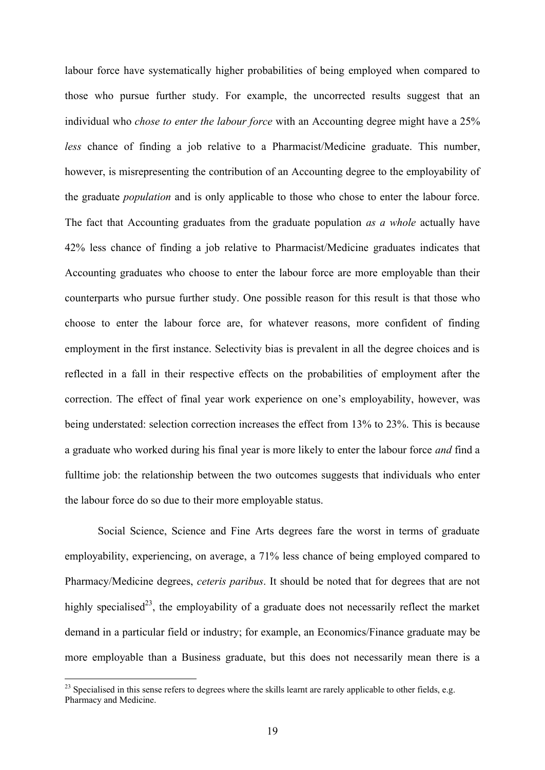labour force have systematically higher probabilities of being employed when compared to those who pursue further study. For example, the uncorrected results suggest that an individual who *chose to enter the labour force* with an Accounting degree might have a 25% *less* chance of finding a job relative to a Pharmacist/Medicine graduate. This number, however, is misrepresenting the contribution of an Accounting degree to the employability of the graduate *population* and is only applicable to those who chose to enter the labour force. The fact that Accounting graduates from the graduate population *as a whole* actually have 42% less chance of finding a job relative to Pharmacist/Medicine graduates indicates that Accounting graduates who choose to enter the labour force are more employable than their counterparts who pursue further study. One possible reason for this result is that those who choose to enter the labour force are, for whatever reasons, more confident of finding employment in the first instance. Selectivity bias is prevalent in all the degree choices and is reflected in a fall in their respective effects on the probabilities of employment after the correction. The effect of final year work experience on one's employability, however, was being understated: selection correction increases the effect from 13% to 23%. This is because a graduate who worked during his final year is more likely to enter the labour force *and* find a fulltime job: the relationship between the two outcomes suggests that individuals who enter the labour force do so due to their more employable status.

Social Science, Science and Fine Arts degrees fare the worst in terms of graduate employability, experiencing, on average, a 71% less chance of being employed compared to Pharmacy/Medicine degrees, *ceteris paribus*. It should be noted that for degrees that are not highly specialised[23], the employability of a graduate does not necessarily reflect the market demand in a particular field or industry; for example, an Economics/Finance graduate may be more employable than a Business graduate, but this does not necessarily mean there is a

[23] Specialised in this sense refers to degrees where the skills learnt are rarely applicable to other fields, e.g. Pharmacy and Medicine.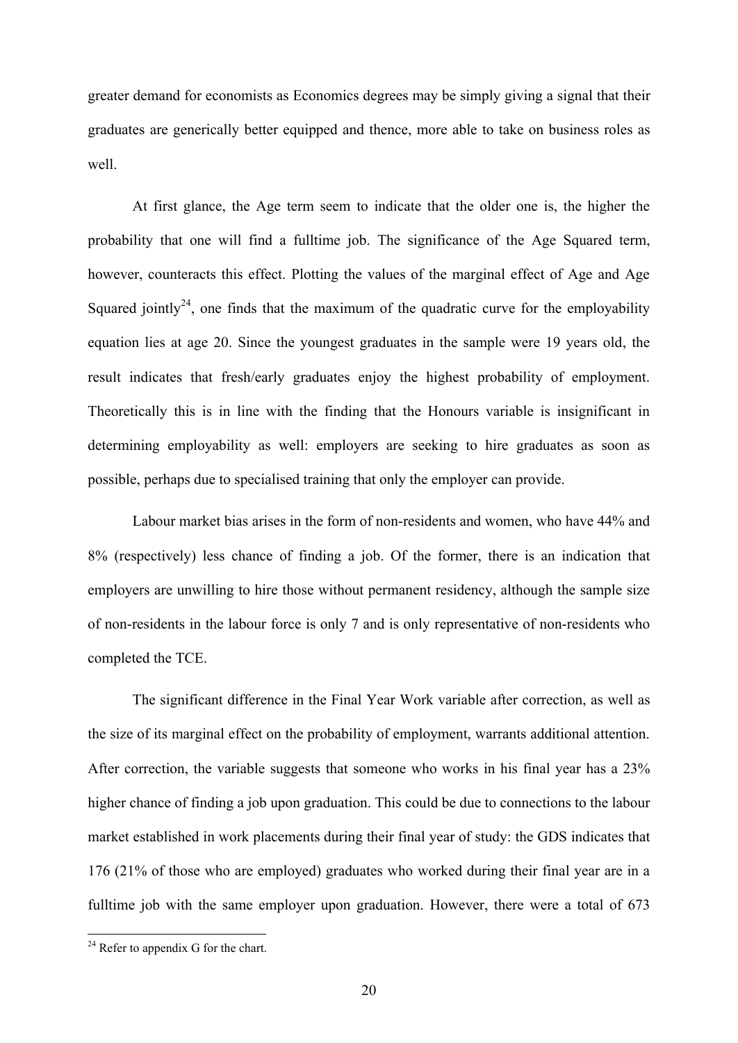greater demand for economists as Economics degrees may be simply giving a signal that their graduates are generically better equipped and thence, more able to take on business roles as well.

At first glance, the Age term seem to indicate that the older one is, the higher the probability that one will find a fulltime job. The significance of the Age Squared term, however, counteracts this effect. Plotting the values of the marginal effect of Age and Age Squared jointly[24], one finds that the maximum of the quadratic curve for the employability equation lies at age 20. Since the youngest graduates in the sample were 19 years old, the result indicates that fresh/early graduates enjoy the highest probability of employment. Theoretically this is in line with the finding that the Honours variable is insignificant in determining employability as well: employers are seeking to hire graduates as soon as possible, perhaps due to specialised training that only the employer can provide.

Labour market bias arises in the form of non-residents and women, who have 44% and 8% (respectively) less chance of finding a job. Of the former, there is an indication that employers are unwilling to hire those without permanent residency, although the sample size of non-residents in the labour force is only 7 and is only representative of non-residents who completed the TCE.

The significant difference in the Final Year Work variable after correction, as well as the size of its marginal effect on the probability of employment, warrants additional attention. After correction, the variable suggests that someone who works in his final year has a 23% higher chance of finding a job upon graduation. This could be due to connections to the labour market established in work placements during their final year of study: the GDS indicates that 176 (21% of those who are employed) graduates who worked during their final year are in a fulltime job with the same employer upon graduation. However, there were a total of 673

[24] Refer to appendix G for the chart.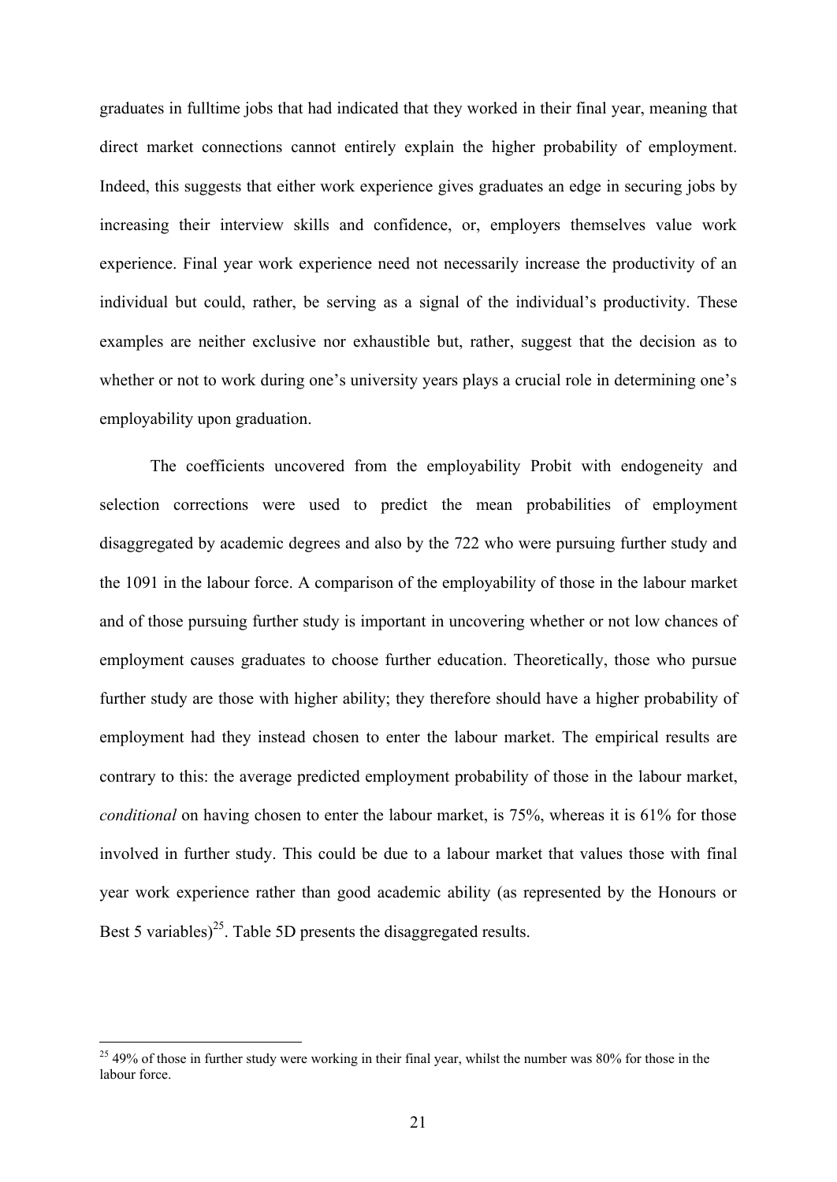graduates in fulltime jobs that had indicated that they worked in their final year, meaning that direct market connections cannot entirely explain the higher probability of employment. Indeed, this suggests that either work experience gives graduates an edge in securing jobs by increasing their interview skills and confidence, or, employers themselves value work experience. Final year work experience need not necessarily increase the productivity of an individual but could, rather, be serving as a signal of the individual's productivity. These examples are neither exclusive nor exhaustible but, rather, suggest that the decision as to whether or not to work during one's university years plays a crucial role in determining one's employability upon graduation.

The coefficients uncovered from the employability Probit with endogeneity and selection corrections were used to predict the mean probabilities of employment disaggregated by academic degrees and also by the 722 who were pursuing further study and the 1091 in the labour force. A comparison of the employability of those in the labour market and of those pursuing further study is important in uncovering whether or not low chances of employment causes graduates to choose further education. Theoretically, those who pursue further study are those with higher ability; they therefore should have a higher probability of employment had they instead chosen to enter the labour market. The empirical results are contrary to this: the average predicted employment probability of those in the labour market, *conditional* on having chosen to enter the labour market, is 75%, whereas it is 61% for those involved in further study. This could be due to a labour market that values those with final year work experience rather than good academic ability (as represented by the Honours or Best 5 variables)[25]. Table 5D presents the disaggregated results.

[25] 49% of those in further study were working in their final year, whilst the number was 80% for those in the labour force.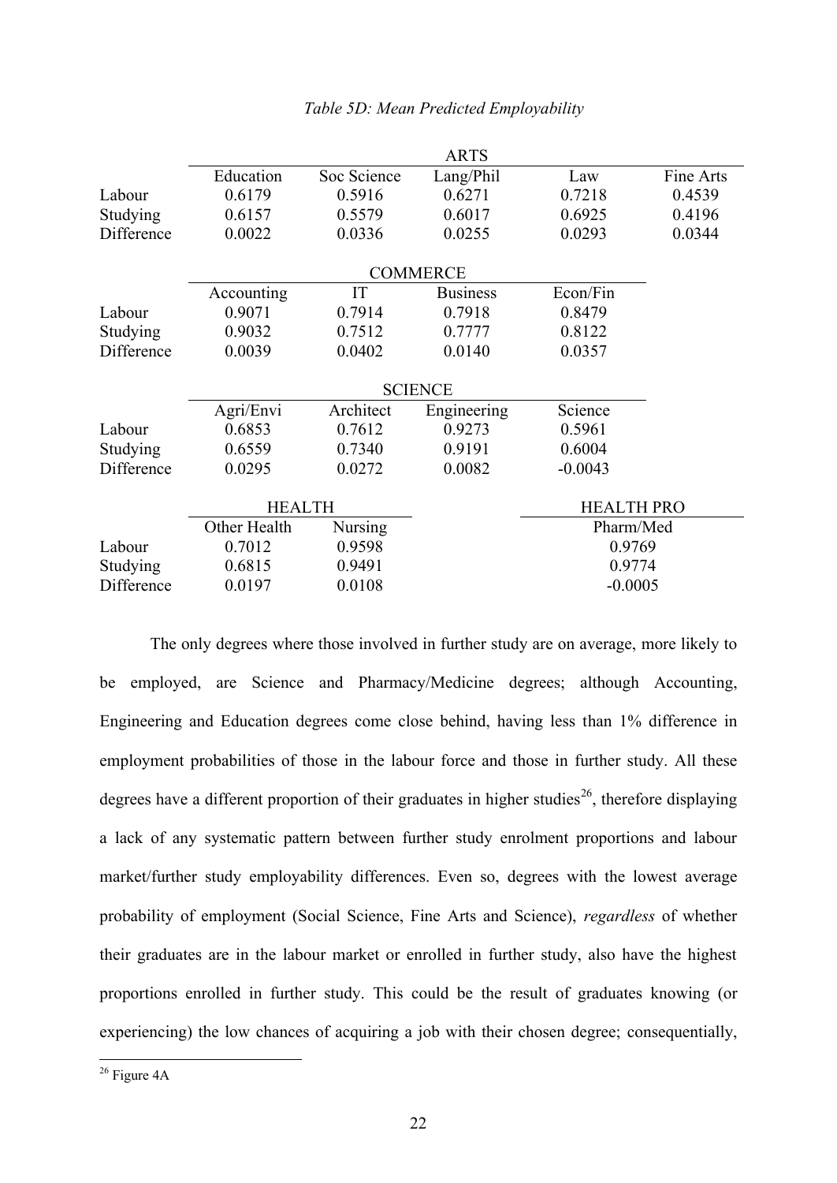*Table 5D: Mean Predicted Employability*

| | ARTS | | | | |
|---|---|---|---|---|---|
| | Education | Soc Science | Lang/Phil | Law | Fine Arts |
| Labour | 0.6179 | 0.5916 | 0.6271 | 0.7218 | 0.4539 |
| Studying | 0.6157 | 0.5579 | 0.6017 | 0.6925 | 0.4196 |
| Difference | 0.0022 | 0.0336 | 0.0255 | 0.0293 | 0.0344 |

| | COMMERCE | | | |
|---|---|---|---|---|
| | Accounting | IT | Business | Econ/Fin |
| Labour | 0.9071 | 0.7914 | 0.7918 | 0.8479 |
| Studying | 0.9032 | 0.7512 | 0.7777 | 0.8122 |
| Difference | 0.0039 | 0.0402 | 0.0140 | 0.0357 |

| | SCIENCE | | | |
|---|---|---|---|---|
| | Agri/Envi | Architect | Engineering | Science |
| Labour | 0.6853 | 0.7612 | 0.9273 | 0.5961 |
| Studying | 0.6559 | 0.7340 | 0.9191 | 0.6004 |
| Difference | 0.0295 | 0.0272 | 0.0082 | -0.0043 |

| | HEALTH | | HEALTH PRO |
|---|---|---|---|
| | Other Health | Nursing | Pharm/Med |
| Labour | 0.7012 | 0.9598 | 0.9769 |
| Studying | 0.6815 | 0.9491 | 0.9774 |
| Difference | 0.0197 | 0.0108 | -0.0005 |

The only degrees where those involved in further study are on average, more likely to be employed, are Science and Pharmacy/Medicine degrees; although Accounting, Engineering and Education degrees come close behind, having less than 1% difference in employment probabilities of those in the labour force and those in further study. All these degrees have a different proportion of their graduates in higher studies[26], therefore displaying a lack of any systematic pattern between further study enrolment proportions and labour market/further study employability differences. Even so, degrees with the lowest average probability of employment (Social Science, Fine Arts and Science), *regardless* of whether their graduates are in the labour market or enrolled in further study, also have the highest proportions enrolled in further study. This could be the result of graduates knowing (or experiencing) the low chances of acquiring a job with their chosen degree; consequentially,

[26] Figure 4A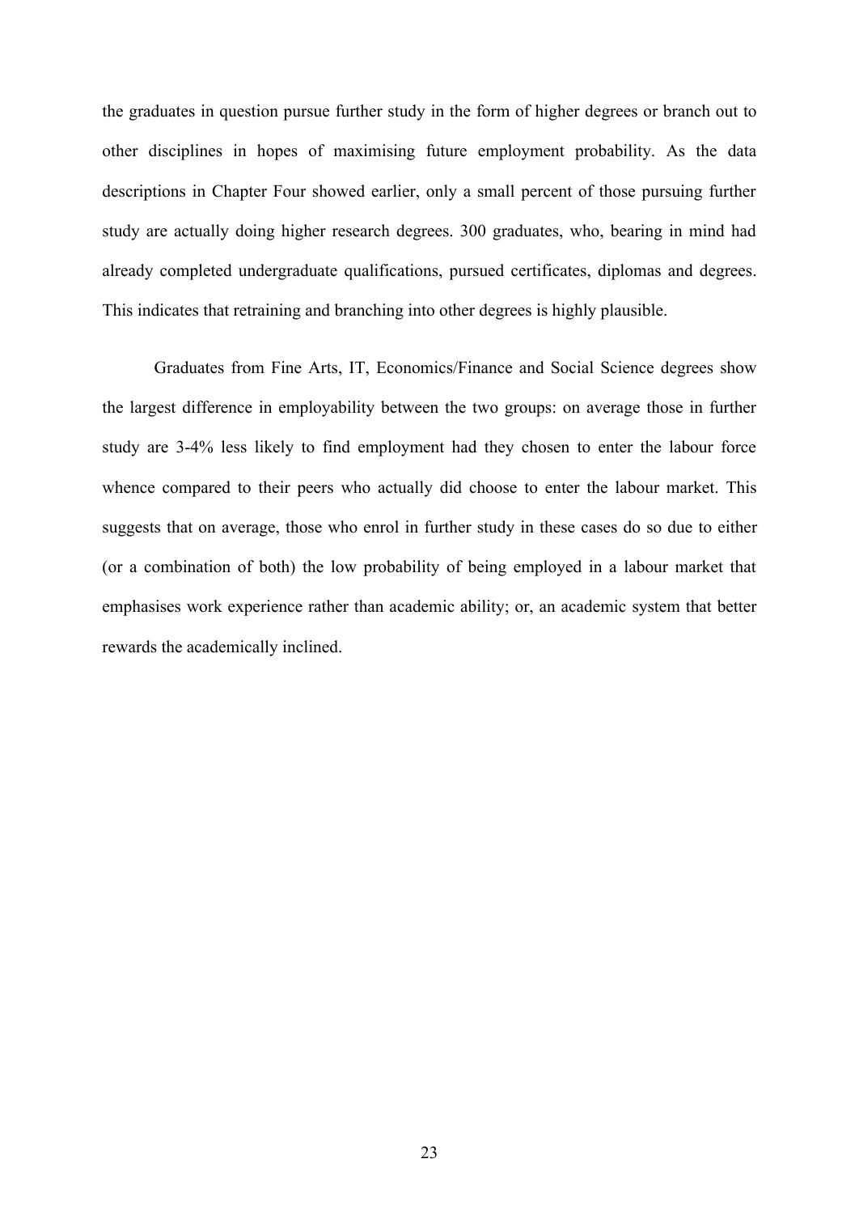the graduates in question pursue further study in the form of higher degrees or branch out to other disciplines in hopes of maximising future employment probability. As the data descriptions in Chapter Four showed earlier, only a small percent of those pursuing further study are actually doing higher research degrees. 300 graduates, who, bearing in mind had already completed undergraduate qualifications, pursued certificates, diplomas and degrees. This indicates that retraining and branching into other degrees is highly plausible.

Graduates from Fine Arts, IT, Economics/Finance and Social Science degrees show the largest difference in employability between the two groups: on average those in further study are 3-4% less likely to find employment had they chosen to enter the labour force whence compared to their peers who actually did choose to enter the labour market. This suggests that on average, those who enrol in further study in these cases do so due to either (or a combination of both) the low probability of being employed in a labour market that emphasises work experience rather than academic ability; or, an academic system that better rewards the academically inclined.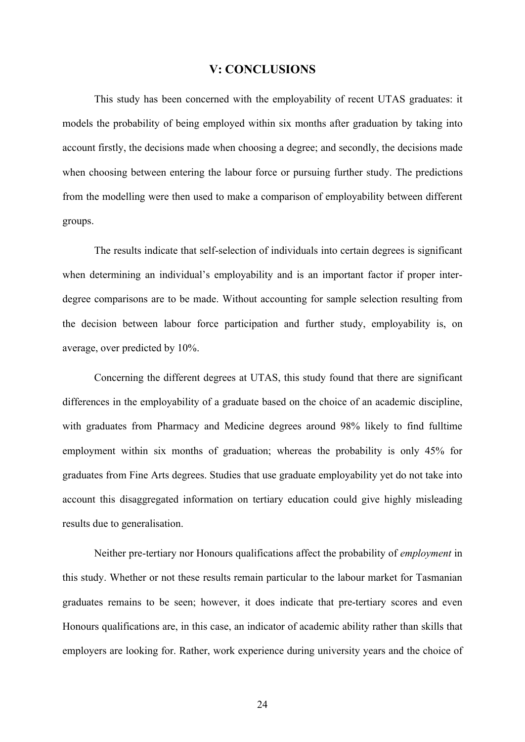## V: CONCLUSIONS

This study has been concerned with the employability of recent UTAS graduates: it models the probability of being employed within six months after graduation by taking into account firstly, the decisions made when choosing a degree; and secondly, the decisions made when choosing between entering the labour force or pursuing further study. The predictions from the modelling were then used to make a comparison of employability between different groups.

The results indicate that self-selection of individuals into certain degrees is significant when determining an individual's employability and is an important factor if proper inter-degree comparisons are to be made. Without accounting for sample selection resulting from the decision between labour force participation and further study, employability is, on average, over predicted by 10%.

Concerning the different degrees at UTAS, this study found that there are significant differences in the employability of a graduate based on the choice of an academic discipline, with graduates from Pharmacy and Medicine degrees around 98% likely to find fulltime employment within six months of graduation; whereas the probability is only 45% for graduates from Fine Arts degrees. Studies that use graduate employability yet do not take into account this disaggregated information on tertiary education could give highly misleading results due to generalisation.

Neither pre-tertiary nor Honours qualifications affect the probability of *employment* in this study. Whether or not these results remain particular to the labour market for Tasmanian graduates remains to be seen; however, it does indicate that pre-tertiary scores and even Honours qualifications are, in this case, an indicator of academic ability rather than skills that employers are looking for. Rather, work experience during university years and the choice of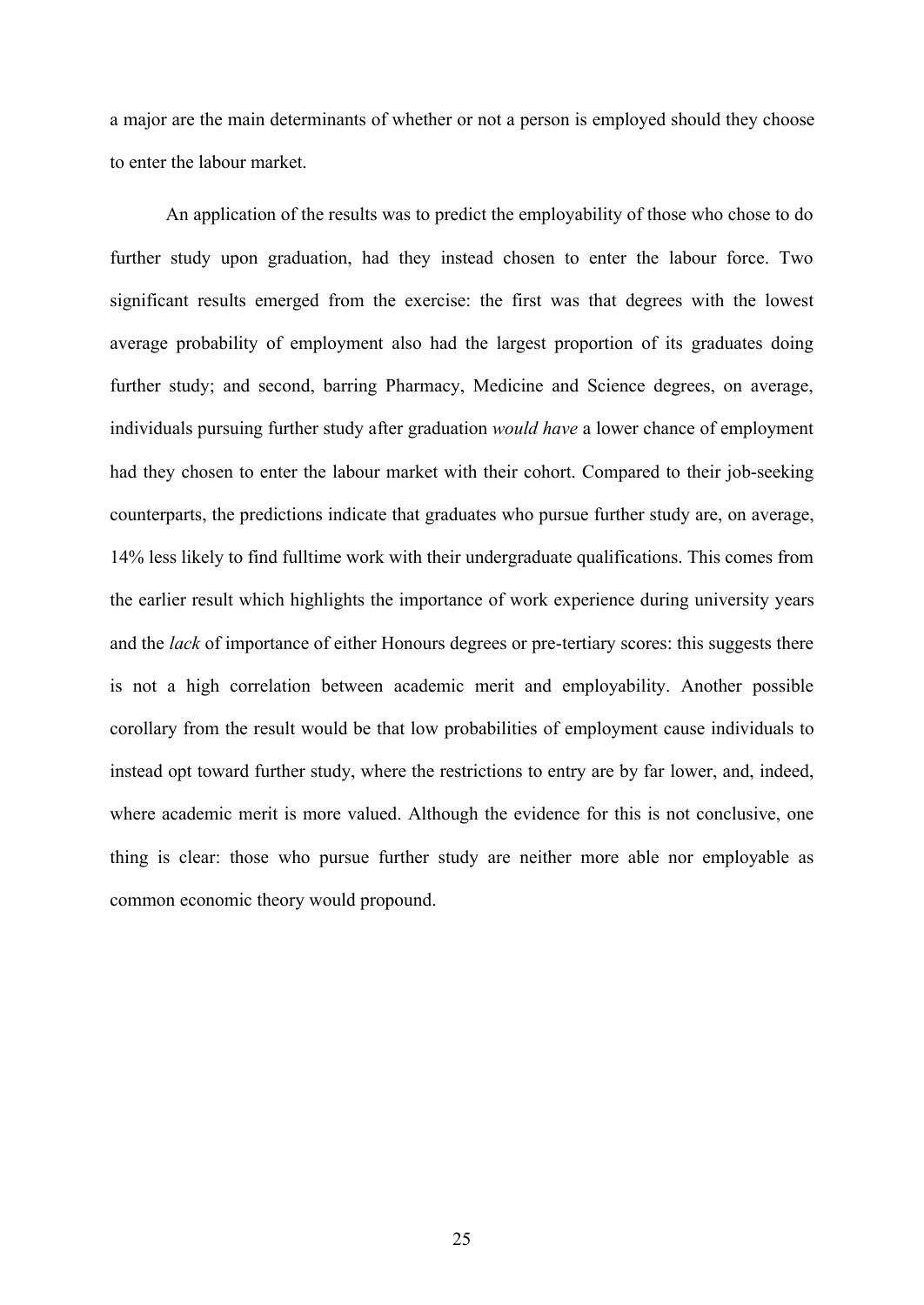a major are the main determinants of whether or not a person is employed should they choose to enter the labour market.

An application of the results was to predict the employability of those who chose to do further study upon graduation, had they instead chosen to enter the labour force. Two significant results emerged from the exercise: the first was that degrees with the lowest average probability of employment also had the largest proportion of its graduates doing further study; and second, barring Pharmacy, Medicine and Science degrees, on average, individuals pursuing further study after graduation *would have* a lower chance of employment had they chosen to enter the labour market with their cohort. Compared to their job-seeking counterparts, the predictions indicate that graduates who pursue further study are, on average, 14% less likely to find fulltime work with their undergraduate qualifications. This comes from the earlier result which highlights the importance of work experience during university years and the *lack* of importance of either Honours degrees or pre-tertiary scores: this suggests there is not a high correlation between academic merit and employability. Another possible corollary from the result would be that low probabilities of employment cause individuals to instead opt toward further study, where the restrictions to entry are by far lower, and, indeed, where academic merit is more valued. Although the evidence for this is not conclusive, one thing is clear: those who pursue further study are neither more able nor employable as common economic theory would propound.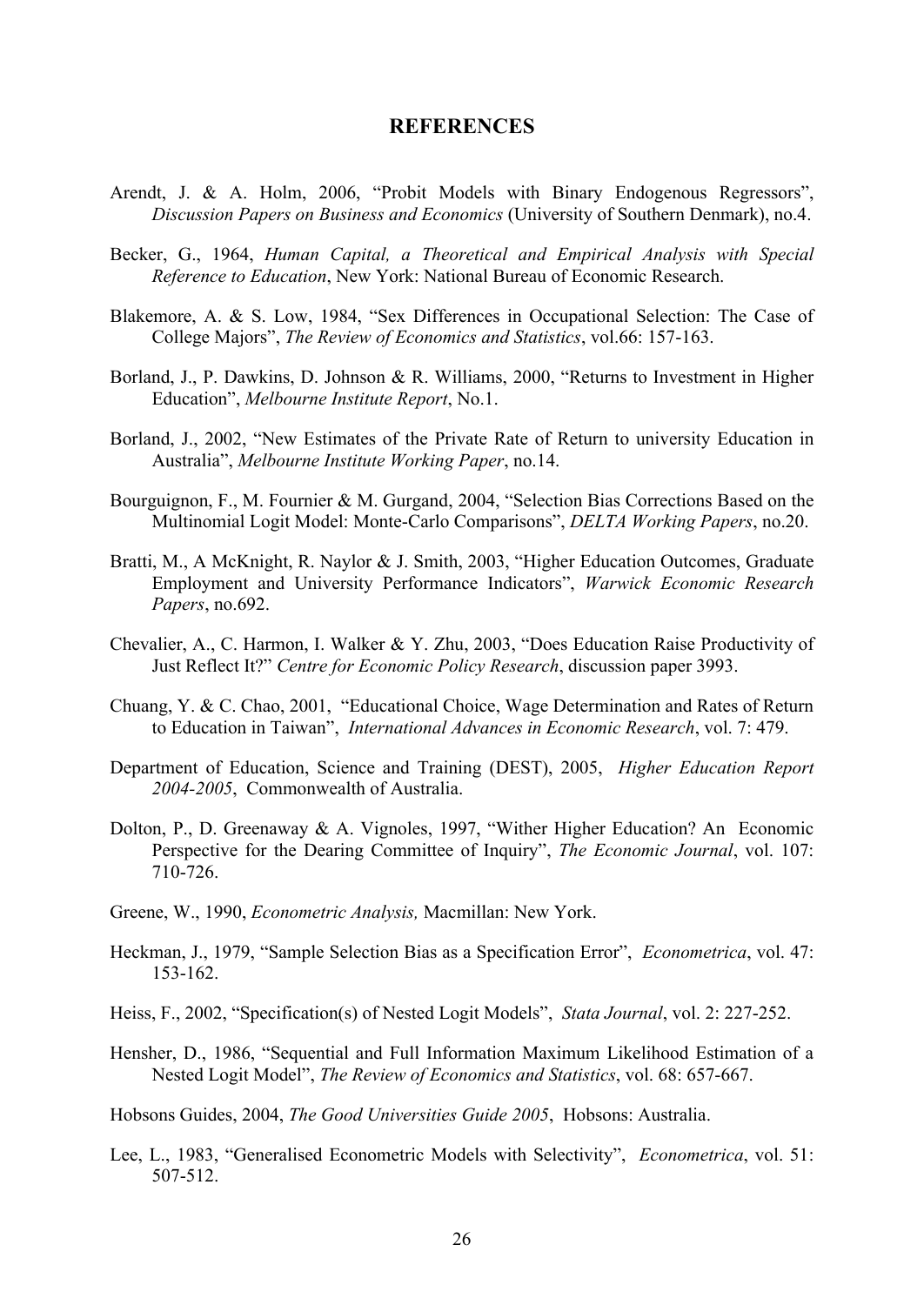# REFERENCES

Arendt, J. & A. Holm, 2006, "Probit Models with Binary Endogenous Regressors", *Discussion Papers on Business and Economics* (University of Southern Denmark), no.4.

Becker, G., 1964, *Human Capital, a Theoretical and Empirical Analysis with Special Reference to Education*, New York: National Bureau of Economic Research.

Blakemore, A. & S. Low, 1984, "Sex Differences in Occupational Selection: The Case of College Majors", *The Review of Economics and Statistics*, vol.66: 157-163.

Borland, J., P. Dawkins, D. Johnson & R. Williams, 2000, "Returns to Investment in Higher Education", *Melbourne Institute Report*, No.1.

Borland, J., 2002, "New Estimates of the Private Rate of Return to university Education in Australia", *Melbourne Institute Working Paper*, no.14.

Bourguignon, F., M. Fournier & M. Gurgand, 2004, "Selection Bias Corrections Based on the Multinomial Logit Model: Monte-Carlo Comparisons", *DELTA Working Papers*, no.20.

Bratti, M., A McKnight, R. Naylor & J. Smith, 2003, "Higher Education Outcomes, Graduate Employment and University Performance Indicators", *Warwick Economic Research Papers*, no.692.

Chevalier, A., C. Harmon, I. Walker & Y. Zhu, 2003, "Does Education Raise Productivity of Just Reflect It?" *Centre for Economic Policy Research*, discussion paper 3993.

Chuang, Y. & C. Chao, 2001, "Educational Choice, Wage Determination and Rates of Return to Education in Taiwan", *International Advances in Economic Research*, vol. 7: 479.

Department of Education, Science and Training (DEST), 2005, *Higher Education Report 2004-2005*, Commonwealth of Australia.

Dolton, P., D. Greenaway & A. Vignoles, 1997, "Wither Higher Education? An Economic Perspective for the Dearing Committee of Inquiry", *The Economic Journal*, vol. 107: 710-726.

Greene, W., 1990, *Econometric Analysis,* Macmillan: New York.

Heckman, J., 1979, "Sample Selection Bias as a Specification Error", *Econometrica*, vol. 47: 153-162.

Heiss, F., 2002, "Specification(s) of Nested Logit Models", *Stata Journal*, vol. 2: 227-252.

Hensher, D., 1986, "Sequential and Full Information Maximum Likelihood Estimation of a Nested Logit Model", *The Review of Economics and Statistics*, vol. 68: 657-667.

Hobsons Guides, 2004, *The Good Universities Guide 2005*, Hobsons: Australia.

Lee, L., 1983, "Generalised Econometric Models with Selectivity", *Econometrica*, vol. 51: 507-512.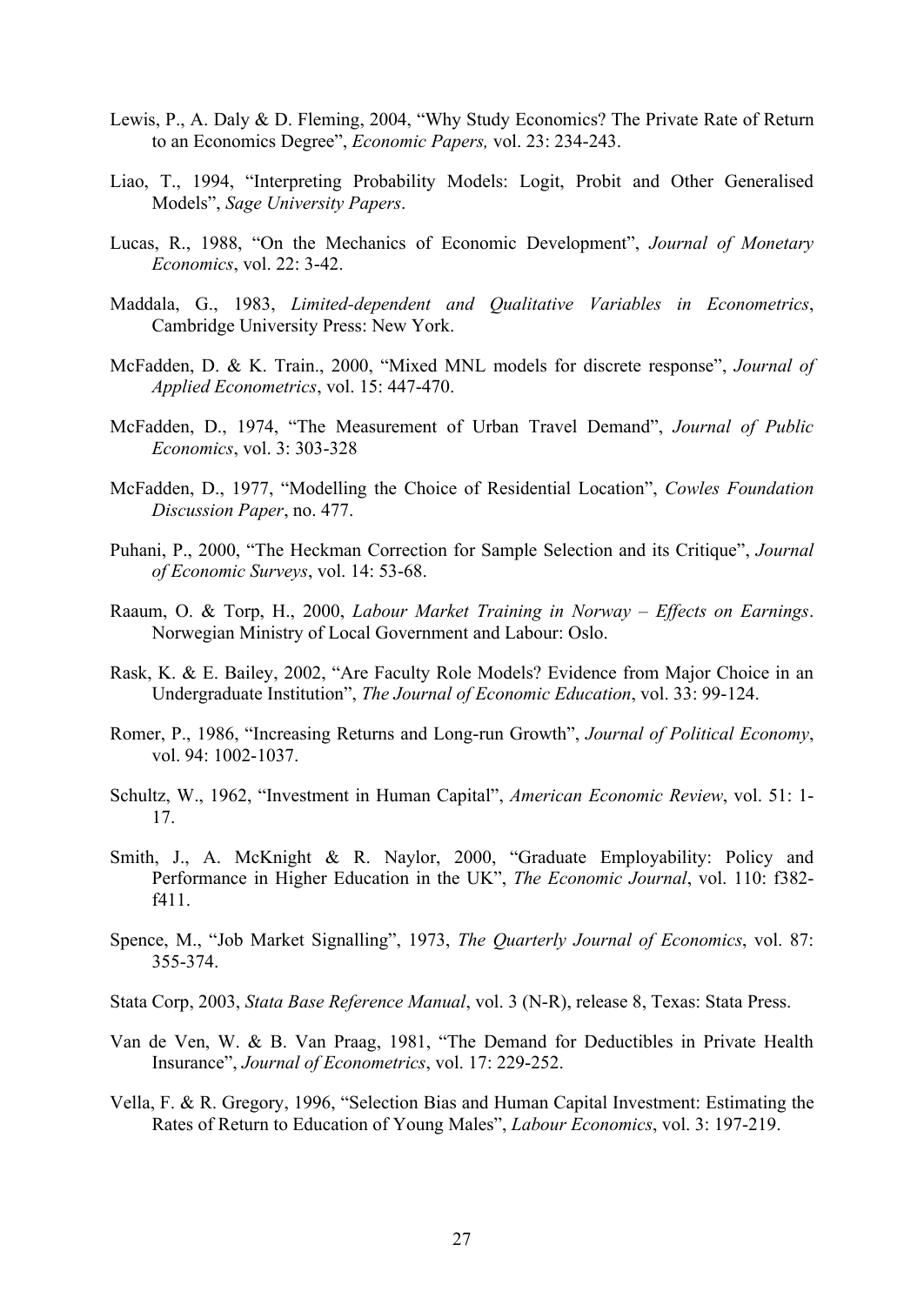Lewis, P., A. Daly & D. Fleming, 2004, "Why Study Economics? The Private Rate of Return to an Economics Degree", *Economic Papers,* vol. 23: 234-243.

Liao, T., 1994, "Interpreting Probability Models: Logit, Probit and Other Generalised Models", *Sage University Papers*.

Lucas, R., 1988, "On the Mechanics of Economic Development", *Journal of Monetary Economics*, vol. 22: 3-42.

Maddala, G., 1983, *Limited-dependent and Qualitative Variables in Econometrics*, Cambridge University Press: New York.

McFadden, D. & K. Train., 2000, "Mixed MNL models for discrete response", *Journal of Applied Econometrics*, vol. 15: 447-470.

McFadden, D., 1974, "The Measurement of Urban Travel Demand", *Journal of Public Economics*, vol. 3: 303-328

McFadden, D., 1977, "Modelling the Choice of Residential Location", *Cowles Foundation Discussion Paper*, no. 477.

Puhani, P., 2000, "The Heckman Correction for Sample Selection and its Critique", *Journal of Economic Surveys*, vol. 14: 53-68.

Raaum, O. & Torp, H., 2000, *Labour Market Training in Norway – Effects on Earnings*. Norwegian Ministry of Local Government and Labour: Oslo.

Rask, K. & E. Bailey, 2002, "Are Faculty Role Models? Evidence from Major Choice in an Undergraduate Institution", *The Journal of Economic Education*, vol. 33: 99-124.

Romer, P., 1986, "Increasing Returns and Long-run Growth", *Journal of Political Economy*, vol. 94: 1002-1037.

Schultz, W., 1962, "Investment in Human Capital", *American Economic Review*, vol. 51: 1-17.

Smith, J., A. McKnight & R. Naylor, 2000, "Graduate Employability: Policy and Performance in Higher Education in the UK", *The Economic Journal*, vol. 110: f382-f411.

Spence, M., "Job Market Signalling", 1973, *The Quarterly Journal of Economics*, vol. 87: 355-374.

Stata Corp, 2003, *Stata Base Reference Manual*, vol. 3 (N-R), release 8, Texas: Stata Press.

Van de Ven, W. & B. Van Praag, 1981, "The Demand for Deductibles in Private Health Insurance", *Journal of Econometrics*, vol. 17: 229-252.

Vella, F. & R. Gregory, 1996, "Selection Bias and Human Capital Investment: Estimating the Rates of Return to Education of Young Males", *Labour Economics*, vol. 3: 197-219.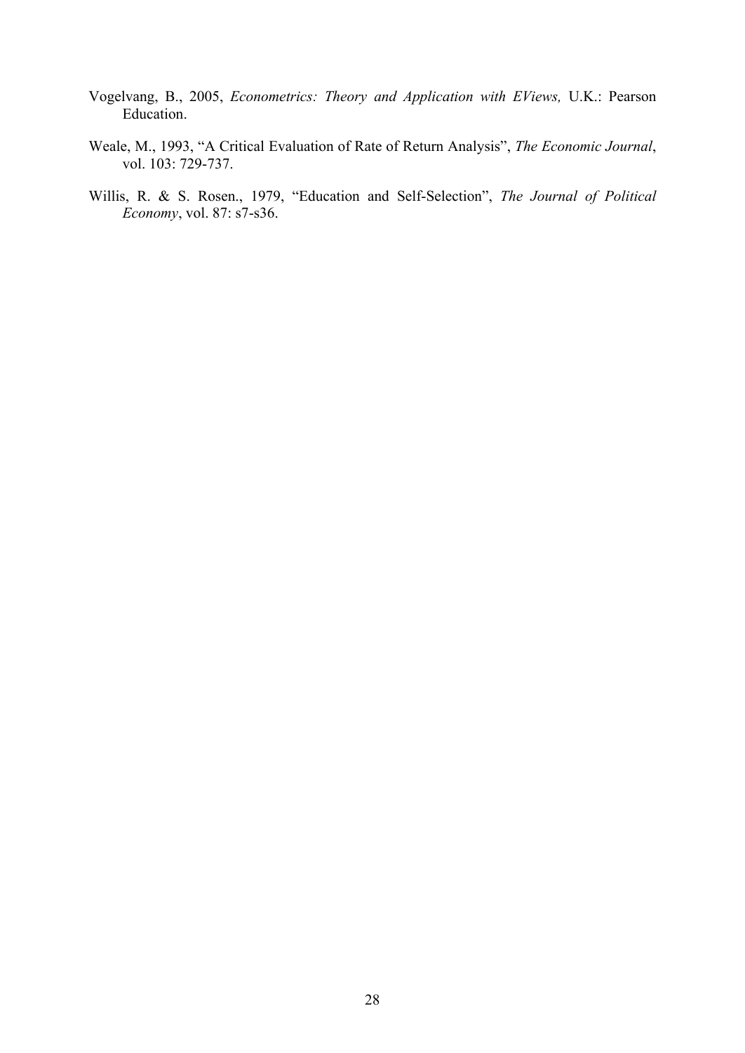Vogelvang, B., 2005, *Econometrics: Theory and Application with EViews,* U.K.: Pearson Education.

Weale, M., 1993, "A Critical Evaluation of Rate of Return Analysis", *The Economic Journal*, vol. 103: 729-737.

Willis, R. & S. Rosen., 1979, "Education and Self-Selection", *The Journal of Political Economy*, vol. 87: s7-s36.